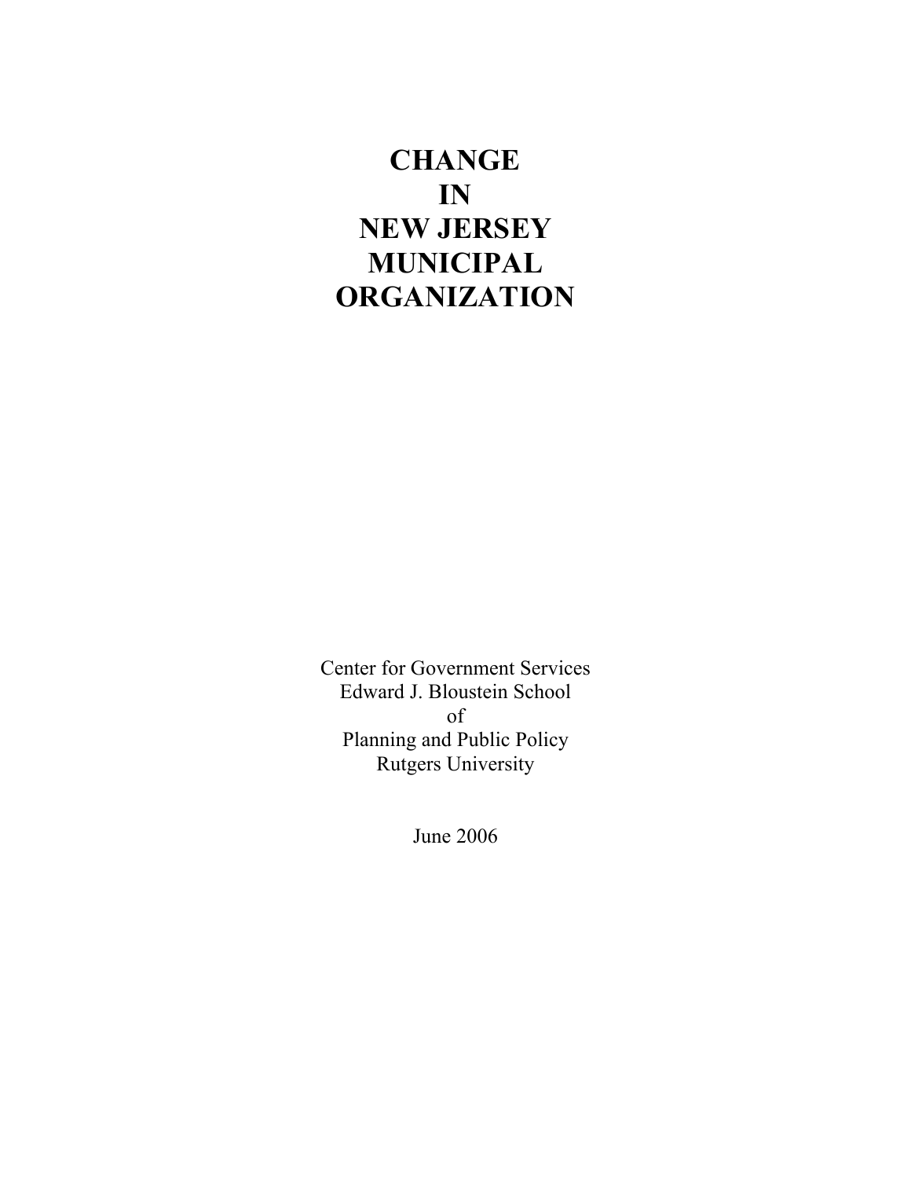# CHANGE IN NEW JERSEY MUNICIPAL ORGANIZATION

Center for Government Services
Edward J. Bloustein School
of
Planning and Public Policy
Rutgers University

June 2006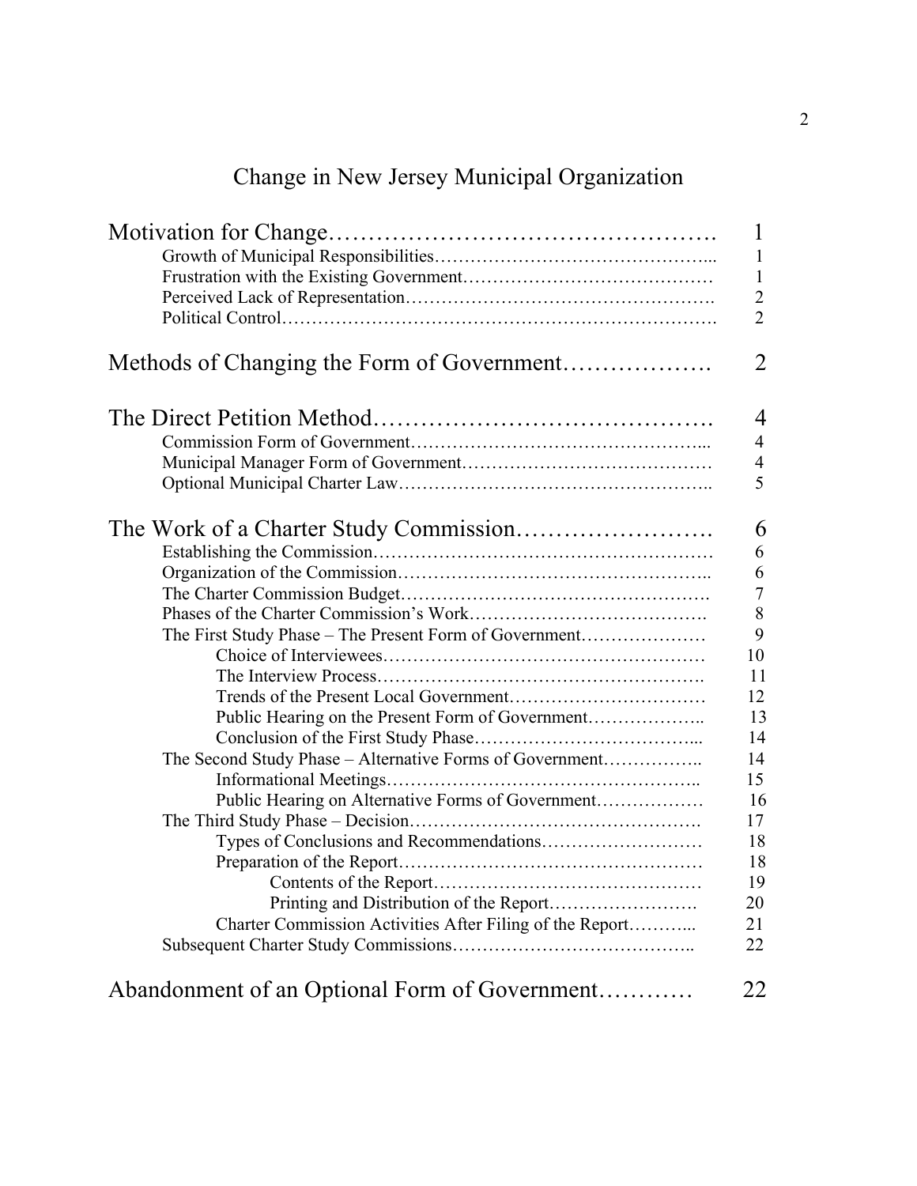# Change in New Jersey Municipal Organization

| | |
|---|---|
| **Motivation for Change** | **1** |
| Growth of Municipal Responsibilities | 1 |
| Frustration with the Existing Government | 1 |
| Perceived Lack of Representation | 2 |
| Political Control | 2 |
| **Methods of Changing the Form of Government** | **2** |
| **The Direct Petition Method** | **4** |
| Commission Form of Government | 4 |
| Municipal Manager Form of Government | 4 |
| Optional Municipal Charter Law | 5 |
| **The Work of a Charter Study Commission** | **6** |
| Establishing the Commission | 6 |
| Organization of the Commission | 6 |
| The Charter Commission Budget | 7 |
| Phases of the Charter Commission's Work | 8 |
| The First Study Phase – The Present Form of Government | 9 |
| Choice of Interviewees | 10 |
| The Interview Process | 11 |
| Trends of the Present Local Government | 12 |
| Public Hearing on the Present Form of Government | 13 |
| Conclusion of the First Study Phase | 14 |
| The Second Study Phase – Alternative Forms of Government | 14 |
| Informational Meetings | 15 |
| Public Hearing on Alternative Forms of Government | 16 |
| The Third Study Phase – Decision | 17 |
| Types of Conclusions and Recommendations | 18 |
| Preparation of the Report | 18 |
| Contents of the Report | 19 |
| Printing and Distribution of the Report | 20 |
| Charter Commission Activities After Filing of the Report | 21 |
| Subsequent Charter Study Commissions | 22 |
| **Abandonment of an Optional Form of Government** | **22** |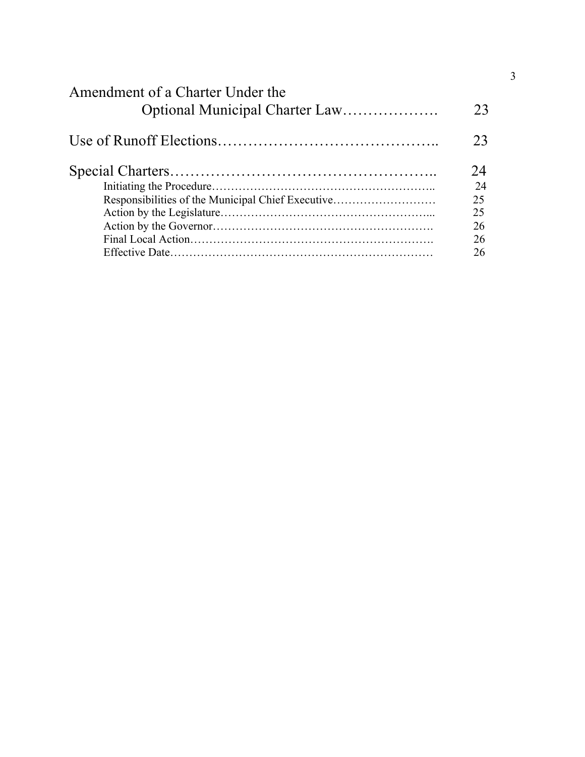Amendment of a Charter Under the Optional Municipal Charter Law………………. 23

Use of Runoff Elections…………………………………….. 23

Special Charters…………………………………………….. 24

- Initiating the Procedure………………………………………………….. 24
- Responsibilities of the Municipal Chief Executive……………………… 25
- Action by the Legislature……………………………………………... 25
- Action by the Governor…………………………………………………. 26
- Final Local Action………………………………………………………. 26
- Effective Date…………………………………………………………… 26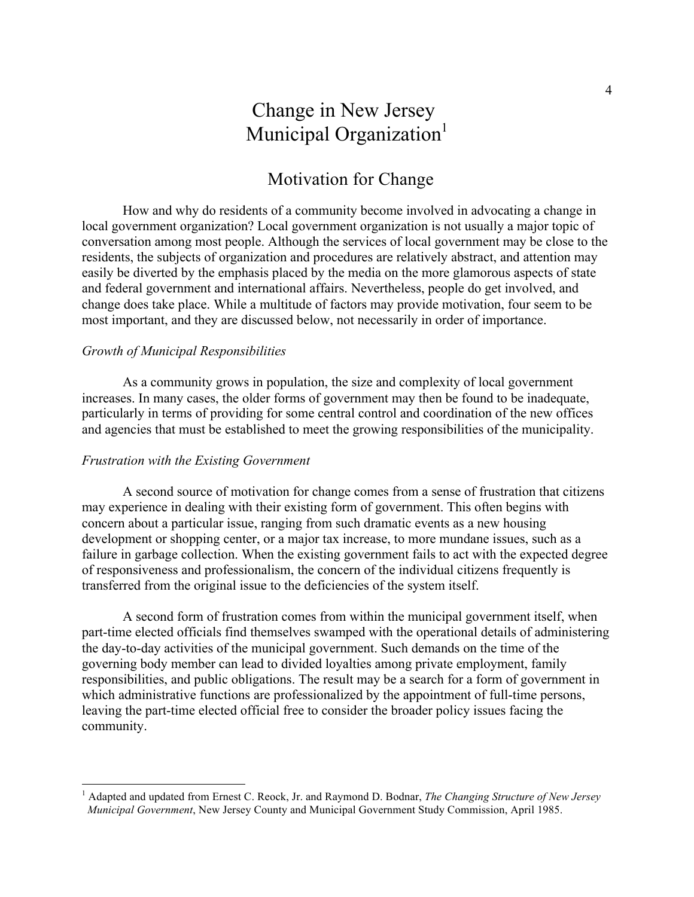# Change in New Jersey Municipal Organization[1]

## Motivation for Change

How and why do residents of a community become involved in advocating a change in local government organization? Local government organization is not usually a major topic of conversation among most people. Although the services of local government may be close to the residents, the subjects of organization and procedures are relatively abstract, and attention may easily be diverted by the emphasis placed by the media on the more glamorous aspects of state and federal government and international affairs. Nevertheless, people do get involved, and change does take place. While a multitude of factors may provide motivation, four seem to be most important, and they are discussed below, not necessarily in order of importance.

*Growth of Municipal Responsibilities*

As a community grows in population, the size and complexity of local government increases. In many cases, the older forms of government may then be found to be inadequate, particularly in terms of providing for some central control and coordination of the new offices and agencies that must be established to meet the growing responsibilities of the municipality.

*Frustration with the Existing Government*

A second source of motivation for change comes from a sense of frustration that citizens may experience in dealing with their existing form of government. This often begins with concern about a particular issue, ranging from such dramatic events as a new housing development or shopping center, or a major tax increase, to more mundane issues, such as a failure in garbage collection. When the existing government fails to act with the expected degree of responsiveness and professionalism, the concern of the individual citizens frequently is transferred from the original issue to the deficiencies of the system itself.

A second form of frustration comes from within the municipal government itself, when part-time elected officials find themselves swamped with the operational details of administering the day-to-day activities of the municipal government. Such demands on the time of the governing body member can lead to divided loyalties among private employment, family responsibilities, and public obligations. The result may be a search for a form of government in which administrative functions are professionalized by the appointment of full-time persons, leaving the part-time elected official free to consider the broader policy issues facing the community.

---

[1] Adapted and updated from Ernest C. Reock, Jr. and Raymond D. Bodnar, *The Changing Structure of New Jersey Municipal Government*, New Jersey County and Municipal Government Study Commission, April 1985.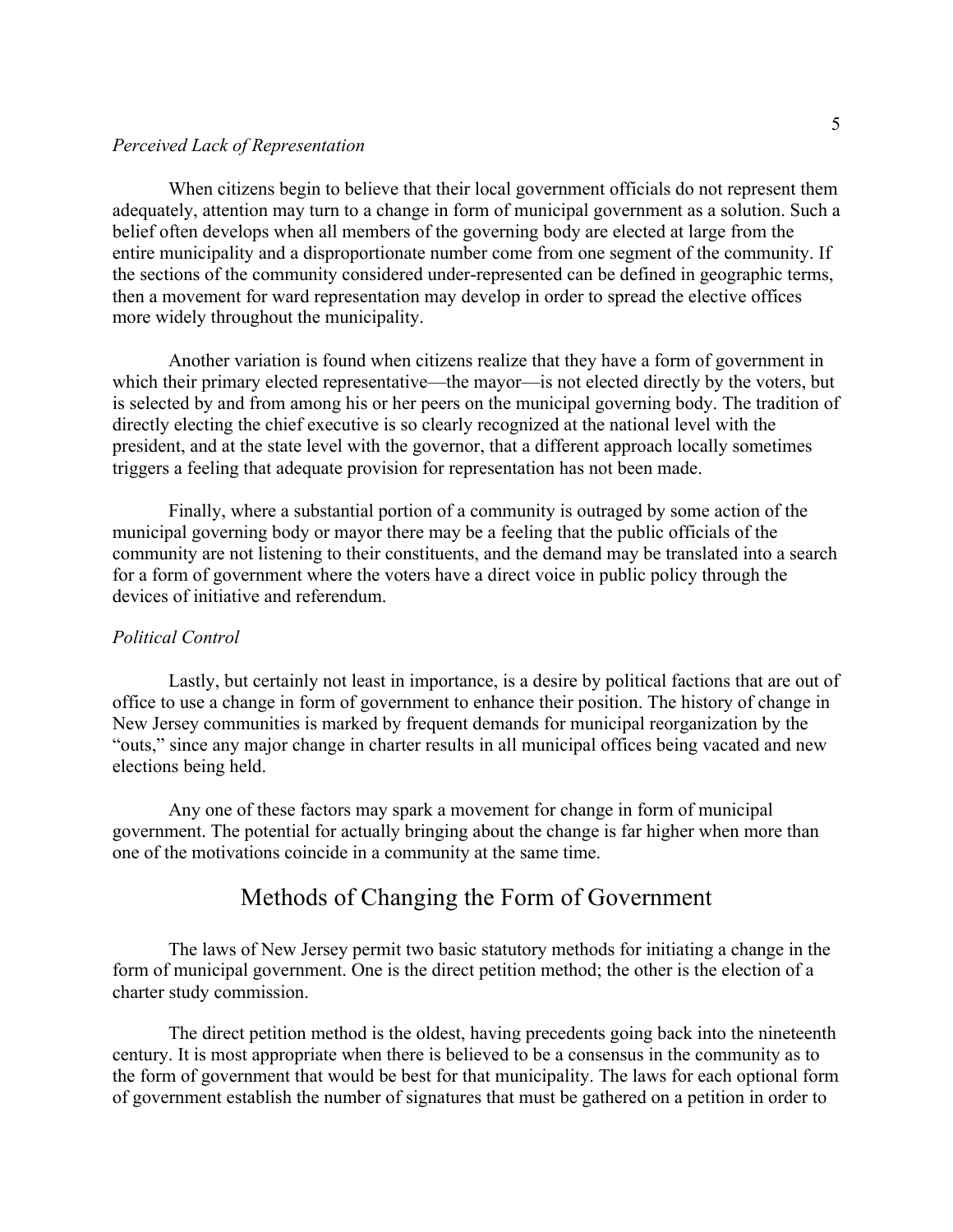*Perceived Lack of Representation*

When citizens begin to believe that their local government officials do not represent them adequately, attention may turn to a change in form of municipal government as a solution. Such a belief often develops when all members of the governing body are elected at large from the entire municipality and a disproportionate number come from one segment of the community. If the sections of the community considered under-represented can be defined in geographic terms, then a movement for ward representation may develop in order to spread the elective offices more widely throughout the municipality.

Another variation is found when citizens realize that they have a form of government in which their primary elected representative—the mayor—is not elected directly by the voters, but is selected by and from among his or her peers on the municipal governing body. The tradition of directly electing the chief executive is so clearly recognized at the national level with the president, and at the state level with the governor, that a different approach locally sometimes triggers a feeling that adequate provision for representation has not been made.

Finally, where a substantial portion of a community is outraged by some action of the municipal governing body or mayor there may be a feeling that the public officials of the community are not listening to their constituents, and the demand may be translated into a search for a form of government where the voters have a direct voice in public policy through the devices of initiative and referendum.

*Political Control*

Lastly, but certainly not least in importance, is a desire by political factions that are out of office to use a change in form of government to enhance their position. The history of change in New Jersey communities is marked by frequent demands for municipal reorganization by the "outs," since any major change in charter results in all municipal offices being vacated and new elections being held.

Any one of these factors may spark a movement for change in form of municipal government. The potential for actually bringing about the change is far higher when more than one of the motivations coincide in a community at the same time.

## Methods of Changing the Form of Government

The laws of New Jersey permit two basic statutory methods for initiating a change in the form of municipal government. One is the direct petition method; the other is the election of a charter study commission.

The direct petition method is the oldest, having precedents going back into the nineteenth century. It is most appropriate when there is believed to be a consensus in the community as to the form of government that would be best for that municipality. The laws for each optional form of government establish the number of signatures that must be gathered on a petition in order to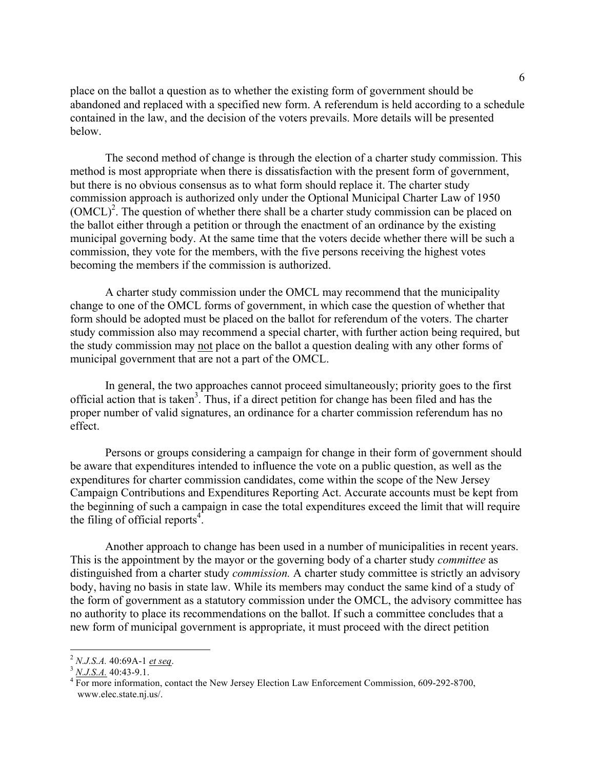place on the ballot a question as to whether the existing form of government should be abandoned and replaced with a specified new form. A referendum is held according to a schedule contained in the law, and the decision of the voters prevails. More details will be presented below.

The second method of change is through the election of a charter study commission. This method is most appropriate when there is dissatisfaction with the present form of government, but there is no obvious consensus as to what form should replace it. The charter study commission approach is authorized only under the Optional Municipal Charter Law of 1950 (OMCL)[2]. The question of whether there shall be a charter study commission can be placed on the ballot either through a petition or through the enactment of an ordinance by the existing municipal governing body. At the same time that the voters decide whether there will be such a commission, they vote for the members, with the five persons receiving the highest votes becoming the members if the commission is authorized.

A charter study commission under the OMCL may recommend that the municipality change to one of the OMCL forms of government, in which case the question of whether that form should be adopted must be placed on the ballot for referendum of the voters. The charter study commission also may recommend a special charter, with further action being required, but the study commission may not place on the ballot a question dealing with any other forms of municipal government that are not a part of the OMCL.

In general, the two approaches cannot proceed simultaneously; priority goes to the first official action that is taken[3]. Thus, if a direct petition for change has been filed and has the proper number of valid signatures, an ordinance for a charter commission referendum has no effect.

Persons or groups considering a campaign for change in their form of government should be aware that expenditures intended to influence the vote on a public question, as well as the expenditures for charter commission candidates, come within the scope of the New Jersey Campaign Contributions and Expenditures Reporting Act. Accurate accounts must be kept from the beginning of such a campaign in case the total expenditures exceed the limit that will require the filing of official reports[4].

Another approach to change has been used in a number of municipalities in recent years. This is the appointment by the mayor or the governing body of a charter study *committee* as distinguished from a charter study *commission.* A charter study committee is strictly an advisory body, having no basis in state law. While its members may conduct the same kind of a study of the form of government as a statutory commission under the OMCL, the advisory committee has no authority to place its recommendations on the ballot. If such a committee concludes that a new form of municipal government is appropriate, it must proceed with the direct petition

---

[2] *N.J.S.A.* 40:69A-1 *et seq*.

[3] *N.J.S.A.* 40:43-9.1.

[4] For more information, contact the New Jersey Election Law Enforcement Commission, 609-292-8700, www.elec.state.nj.us/.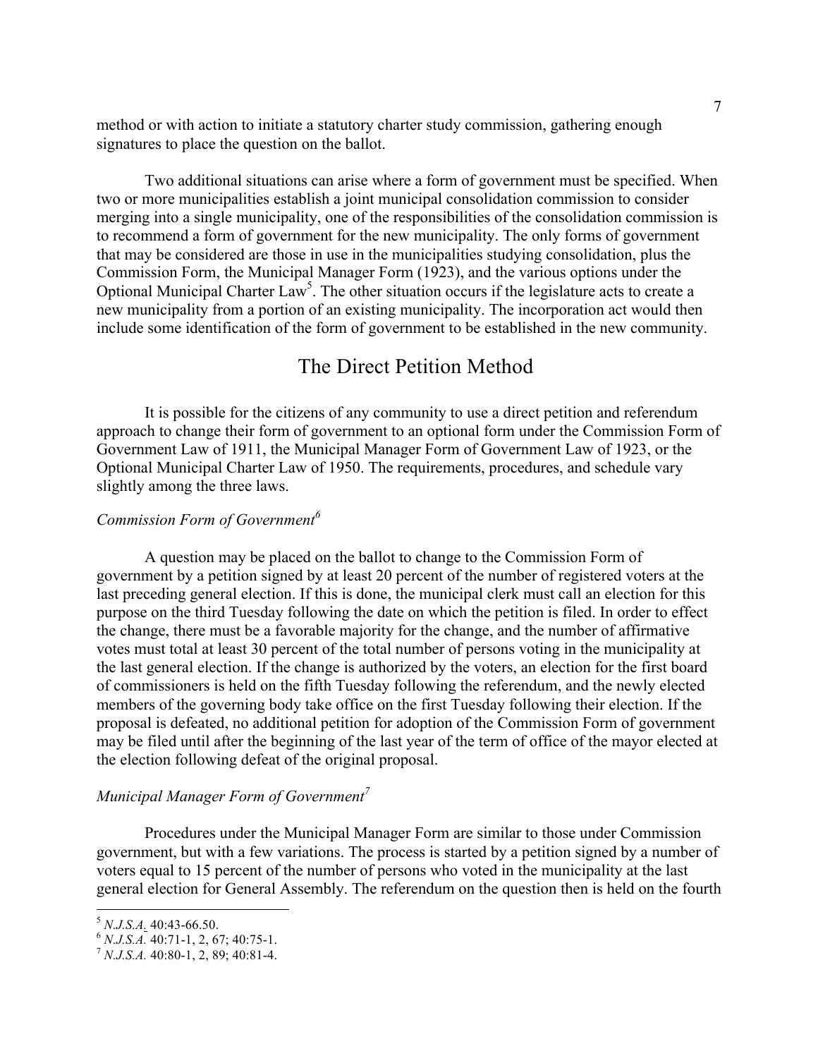method or with action to initiate a statutory charter study commission, gathering enough signatures to place the question on the ballot.

Two additional situations can arise where a form of government must be specified. When two or more municipalities establish a joint municipal consolidation commission to consider merging into a single municipality, one of the responsibilities of the consolidation commission is to recommend a form of government for the new municipality. The only forms of government that may be considered are those in use in the municipalities studying consolidation, plus the Commission Form, the Municipal Manager Form (1923), and the various options under the Optional Municipal Charter Law[5]. The other situation occurs if the legislature acts to create a new municipality from a portion of an existing municipality. The incorporation act would then include some identification of the form of government to be established in the new community.

## The Direct Petition Method

It is possible for the citizens of any community to use a direct petition and referendum approach to change their form of government to an optional form under the Commission Form of Government Law of 1911, the Municipal Manager Form of Government Law of 1923, or the Optional Municipal Charter Law of 1950. The requirements, procedures, and schedule vary slightly among the three laws.

### *Commission Form of Government*[6]

A question may be placed on the ballot to change to the Commission Form of government by a petition signed by at least 20 percent of the number of registered voters at the last preceding general election. If this is done, the municipal clerk must call an election for this purpose on the third Tuesday following the date on which the petition is filed. In order to effect the change, there must be a favorable majority for the change, and the number of affirmative votes must total at least 30 percent of the total number of persons voting in the municipality at the last general election. If the change is authorized by the voters, an election for the first board of commissioners is held on the fifth Tuesday following the referendum, and the newly elected members of the governing body take office on the first Tuesday following their election. If the proposal is defeated, no additional petition for adoption of the Commission Form of government may be filed until after the beginning of the last year of the term of office of the mayor elected at the election following defeat of the original proposal.

### *Municipal Manager Form of Government*[7]

Procedures under the Municipal Manager Form are similar to those under Commission government, but with a few variations. The process is started by a petition signed by a number of voters equal to 15 percent of the number of persons who voted in the municipality at the last general election for General Assembly. The referendum on the question then is held on the fourth

---

[5] *N.J.S.A.* 40:43-66.50.

[6] *N.J.S.A.* 40:71-1, 2, 67; 40:75-1.

[7] *N.J.S.A.* 40:80-1, 2, 89; 40:81-4.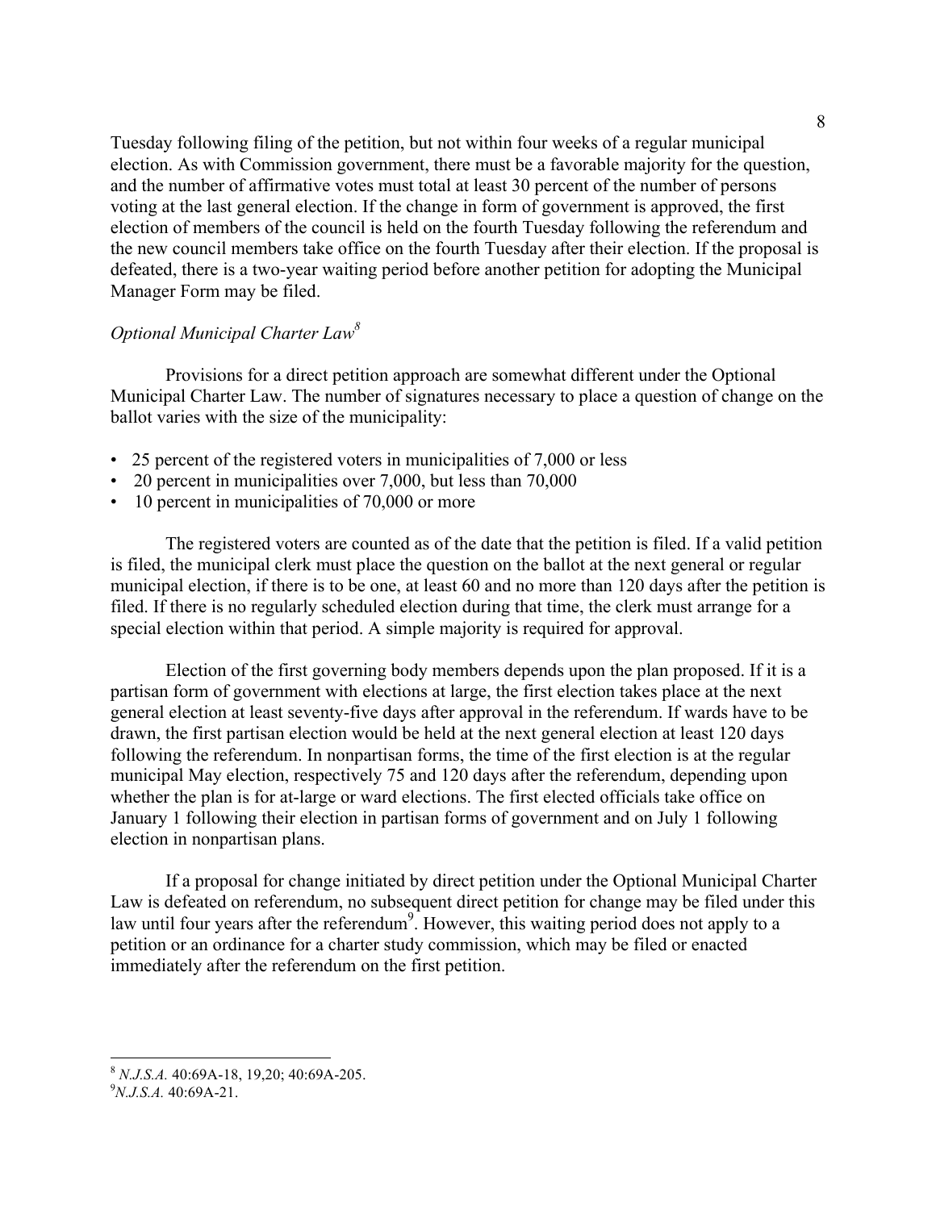Tuesday following filing of the petition, but not within four weeks of a regular municipal election. As with Commission government, there must be a favorable majority for the question, and the number of affirmative votes must total at least 30 percent of the number of persons voting at the last general election. If the change in form of government is approved, the first election of members of the council is held on the fourth Tuesday following the referendum and the new council members take office on the fourth Tuesday after their election. If the proposal is defeated, there is a two-year waiting period before another petition for adopting the Municipal Manager Form may be filed.

*Optional Municipal Charter Law*[8]

Provisions for a direct petition approach are somewhat different under the Optional Municipal Charter Law. The number of signatures necessary to place a question of change on the ballot varies with the size of the municipality:

- 25 percent of the registered voters in municipalities of 7,000 or less
- 20 percent in municipalities over 7,000, but less than 70,000
- 10 percent in municipalities of 70,000 or more

The registered voters are counted as of the date that the petition is filed. If a valid petition is filed, the municipal clerk must place the question on the ballot at the next general or regular municipal election, if there is to be one, at least 60 and no more than 120 days after the petition is filed. If there is no regularly scheduled election during that time, the clerk must arrange for a special election within that period. A simple majority is required for approval.

Election of the first governing body members depends upon the plan proposed. If it is a partisan form of government with elections at large, the first election takes place at the next general election at least seventy-five days after approval in the referendum. If wards have to be drawn, the first partisan election would be held at the next general election at least 120 days following the referendum. In nonpartisan forms, the time of the first election is at the regular municipal May election, respectively 75 and 120 days after the referendum, depending upon whether the plan is for at-large or ward elections. The first elected officials take office on January 1 following their election in partisan forms of government and on July 1 following election in nonpartisan plans.

If a proposal for change initiated by direct petition under the Optional Municipal Charter Law is defeated on referendum, no subsequent direct petition for change may be filed under this law until four years after the referendum[9]. However, this waiting period does not apply to a petition or an ordinance for a charter study commission, which may be filed or enacted immediately after the referendum on the first petition.

---

[8] *N.J.S.A.* 40:69A-18, 19,20; 40:69A-205.

[9] *N.J.S.A.* 40:69A-21.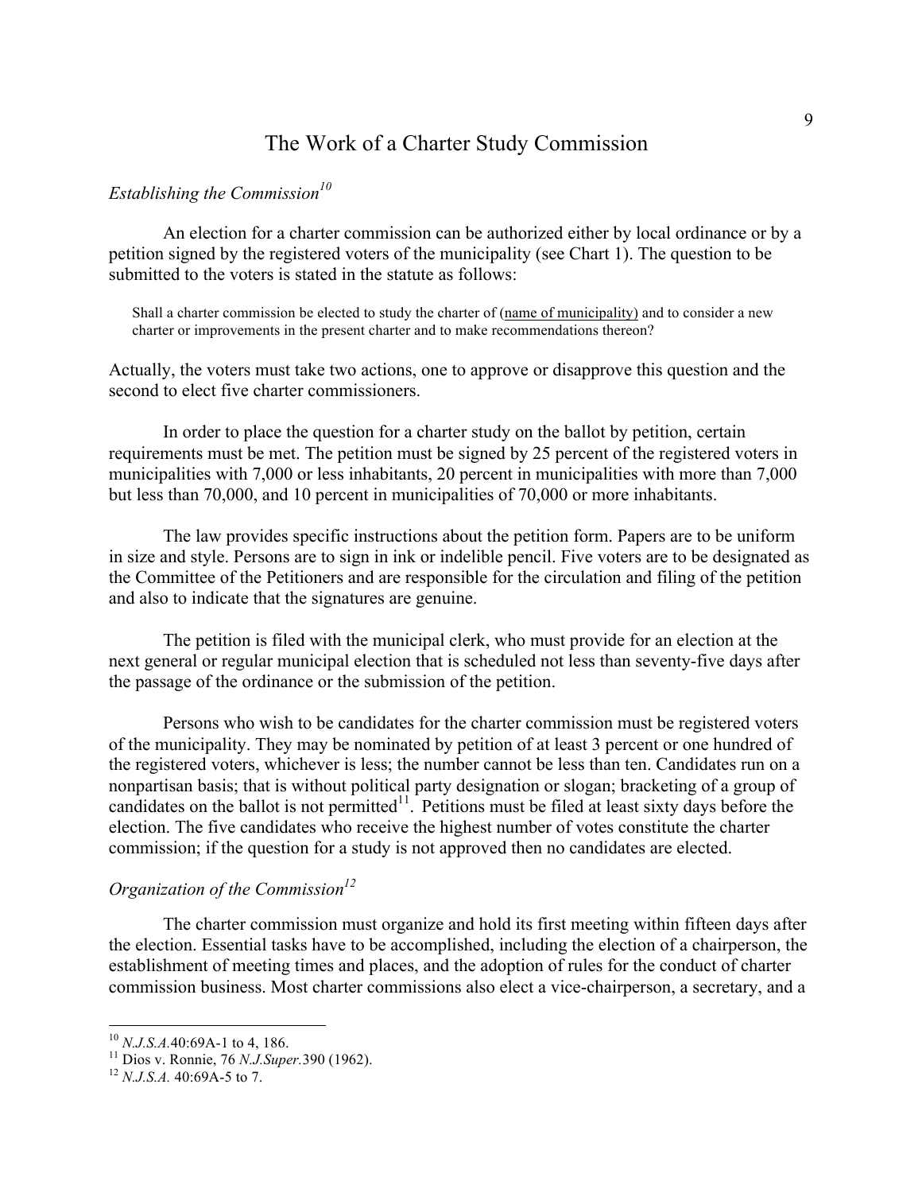# The Work of a Charter Study Commission

## *Establishing the Commission*[10]

An election for a charter commission can be authorized either by local ordinance or by a petition signed by the registered voters of the municipality (see Chart 1). The question to be submitted to the voters is stated in the statute as follows:

> Shall a charter commission be elected to study the charter of (name of municipality) and to consider a new charter or improvements in the present charter and to make recommendations thereon?

Actually, the voters must take two actions, one to approve or disapprove this question and the second to elect five charter commissioners.

In order to place the question for a charter study on the ballot by petition, certain requirements must be met. The petition must be signed by 25 percent of the registered voters in municipalities with 7,000 or less inhabitants, 20 percent in municipalities with more than 7,000 but less than 70,000, and 10 percent in municipalities of 70,000 or more inhabitants.

The law provides specific instructions about the petition form. Papers are to be uniform in size and style. Persons are to sign in ink or indelible pencil. Five voters are to be designated as the Committee of the Petitioners and are responsible for the circulation and filing of the petition and also to indicate that the signatures are genuine.

The petition is filed with the municipal clerk, who must provide for an election at the next general or regular municipal election that is scheduled not less than seventy-five days after the passage of the ordinance or the submission of the petition.

Persons who wish to be candidates for the charter commission must be registered voters of the municipality. They may be nominated by petition of at least 3 percent or one hundred of the registered voters, whichever is less; the number cannot be less than ten. Candidates run on a nonpartisan basis; that is without political party designation or slogan; bracketing of a group of candidates on the ballot is not permitted[11]. Petitions must be filed at least sixty days before the election. The five candidates who receive the highest number of votes constitute the charter commission; if the question for a study is not approved then no candidates are elected.

## *Organization of the Commission*[12]

The charter commission must organize and hold its first meeting within fifteen days after the election. Essential tasks have to be accomplished, including the election of a chairperson, the establishment of meeting times and places, and the adoption of rules for the conduct of charter commission business. Most charter commissions also elect a vice-chairperson, a secretary, and a

---

[10] *N.J.S.A.*40:69A-1 to 4, 186.

[11] Dios v. Ronnie, 76 *N.J.Super.*390 (1962).

[12] *N.J.S.A.* 40:69A-5 to 7.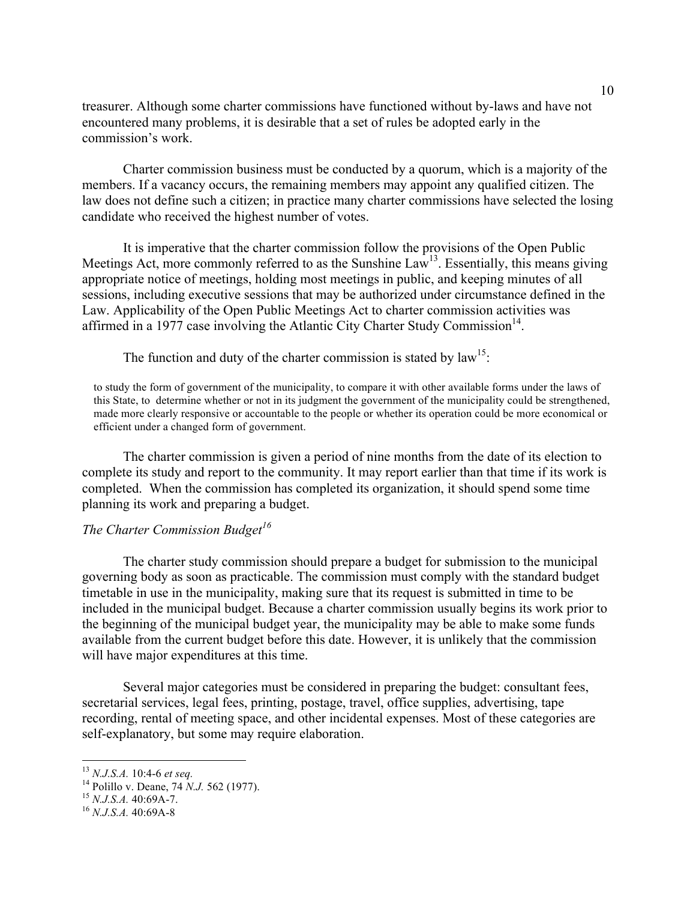treasurer. Although some charter commissions have functioned without by-laws and have not encountered many problems, it is desirable that a set of rules be adopted early in the commission's work.

Charter commission business must be conducted by a quorum, which is a majority of the members. If a vacancy occurs, the remaining members may appoint any qualified citizen. The law does not define such a citizen; in practice many charter commissions have selected the losing candidate who received the highest number of votes.

It is imperative that the charter commission follow the provisions of the Open Public Meetings Act, more commonly referred to as the Sunshine Law[13]. Essentially, this means giving appropriate notice of meetings, holding most meetings in public, and keeping minutes of all sessions, including executive sessions that may be authorized under circumstance defined in the Law. Applicability of the Open Public Meetings Act to charter commission activities was affirmed in a 1977 case involving the Atlantic City Charter Study Commission[14].

The function and duty of the charter commission is stated by law[15]:

> to study the form of government of the municipality, to compare it with other available forms under the laws of this State, to determine whether or not in its judgment the government of the municipality could be strengthened, made more clearly responsive or accountable to the people or whether its operation could be more economical or efficient under a changed form of government.

The charter commission is given a period of nine months from the date of its election to complete its study and report to the community. It may report earlier than that time if its work is completed. When the commission has completed its organization, it should spend some time planning its work and preparing a budget.

*The Charter Commission Budget*[16]

The charter study commission should prepare a budget for submission to the municipal governing body as soon as practicable. The commission must comply with the standard budget timetable in use in the municipality, making sure that its request is submitted in time to be included in the municipal budget. Because a charter commission usually begins its work prior to the beginning of the municipal budget year, the municipality may be able to make some funds available from the current budget before this date. However, it is unlikely that the commission will have major expenditures at this time.

Several major categories must be considered in preparing the budget: consultant fees, secretarial services, legal fees, printing, postage, travel, office supplies, advertising, tape recording, rental of meeting space, and other incidental expenses. Most of these categories are self-explanatory, but some may require elaboration.

---

[13] *N.J.S.A.* 10:4-6 *et seq.*

[14] Polillo v. Deane, 74 *N.J.* 562 (1977).

[15] *N.J.S.A.* 40:69A-7.

[16] *N.J.S.A.* 40:69A-8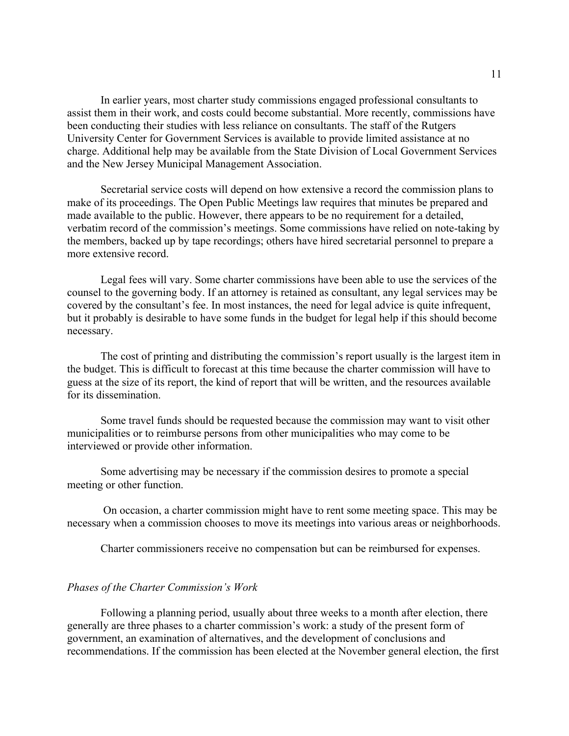In earlier years, most charter study commissions engaged professional consultants to assist them in their work, and costs could become substantial. More recently, commissions have been conducting their studies with less reliance on consultants. The staff of the Rutgers University Center for Government Services is available to provide limited assistance at no charge. Additional help may be available from the State Division of Local Government Services and the New Jersey Municipal Management Association.

Secretarial service costs will depend on how extensive a record the commission plans to make of its proceedings. The Open Public Meetings law requires that minutes be prepared and made available to the public. However, there appears to be no requirement for a detailed, verbatim record of the commission's meetings. Some commissions have relied on note-taking by the members, backed up by tape recordings; others have hired secretarial personnel to prepare a more extensive record.

Legal fees will vary. Some charter commissions have been able to use the services of the counsel to the governing body. If an attorney is retained as consultant, any legal services may be covered by the consultant's fee. In most instances, the need for legal advice is quite infrequent, but it probably is desirable to have some funds in the budget for legal help if this should become necessary.

The cost of printing and distributing the commission's report usually is the largest item in the budget. This is difficult to forecast at this time because the charter commission will have to guess at the size of its report, the kind of report that will be written, and the resources available for its dissemination.

Some travel funds should be requested because the commission may want to visit other municipalities or to reimburse persons from other municipalities who may come to be interviewed or provide other information.

Some advertising may be necessary if the commission desires to promote a special meeting or other function.

On occasion, a charter commission might have to rent some meeting space. This may be necessary when a commission chooses to move its meetings into various areas or neighborhoods.

Charter commissioners receive no compensation but can be reimbursed for expenses.

### *Phases of the Charter Commission's Work*

Following a planning period, usually about three weeks to a month after election, there generally are three phases to a charter commission's work: a study of the present form of government, an examination of alternatives, and the development of conclusions and recommendations. If the commission has been elected at the November general election, the first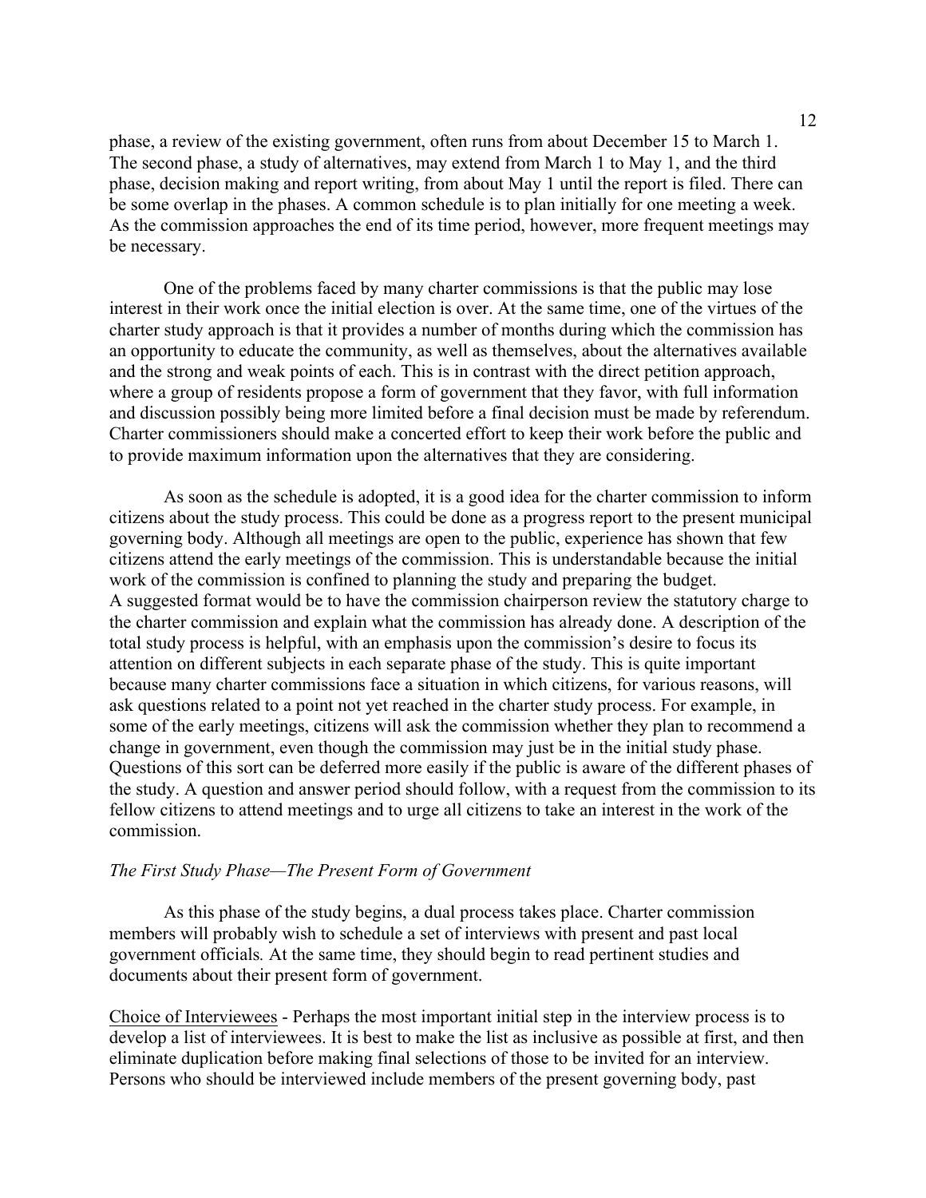phase, a review of the existing government, often runs from about December 15 to March 1. The second phase, a study of alternatives, may extend from March 1 to May 1, and the third phase, decision making and report writing, from about May 1 until the report is filed. There can be some overlap in the phases. A common schedule is to plan initially for one meeting a week. As the commission approaches the end of its time period, however, more frequent meetings may be necessary.

One of the problems faced by many charter commissions is that the public may lose interest in their work once the initial election is over. At the same time, one of the virtues of the charter study approach is that it provides a number of months during which the commission has an opportunity to educate the community, as well as themselves, about the alternatives available and the strong and weak points of each. This is in contrast with the direct petition approach, where a group of residents propose a form of government that they favor, with full information and discussion possibly being more limited before a final decision must be made by referendum. Charter commissioners should make a concerted effort to keep their work before the public and to provide maximum information upon the alternatives that they are considering.

As soon as the schedule is adopted, it is a good idea for the charter commission to inform citizens about the study process. This could be done as a progress report to the present municipal governing body. Although all meetings are open to the public, experience has shown that few citizens attend the early meetings of the commission. This is understandable because the initial work of the commission is confined to planning the study and preparing the budget. A suggested format would be to have the commission chairperson review the statutory charge to the charter commission and explain what the commission has already done. A description of the total study process is helpful, with an emphasis upon the commission's desire to focus its attention on different subjects in each separate phase of the study. This is quite important because many charter commissions face a situation in which citizens, for various reasons, will ask questions related to a point not yet reached in the charter study process. For example, in some of the early meetings, citizens will ask the commission whether they plan to recommend a change in government, even though the commission may just be in the initial study phase. Questions of this sort can be deferred more easily if the public is aware of the different phases of the study. A question and answer period should follow, with a request from the commission to its fellow citizens to attend meetings and to urge all citizens to take an interest in the work of the commission.

*The First Study Phase—The Present Form of Government*

As this phase of the study begins, a dual process takes place. Charter commission members will probably wish to schedule a set of interviews with present and past local government officials. At the same time, they should begin to read pertinent studies and documents about their present form of government.

<u>Choice of Interviewees</u> - Perhaps the most important initial step in the interview process is to develop a list of interviewees. It is best to make the list as inclusive as possible at first, and then eliminate duplication before making final selections of those to be invited for an interview. Persons who should be interviewed include members of the present governing body, past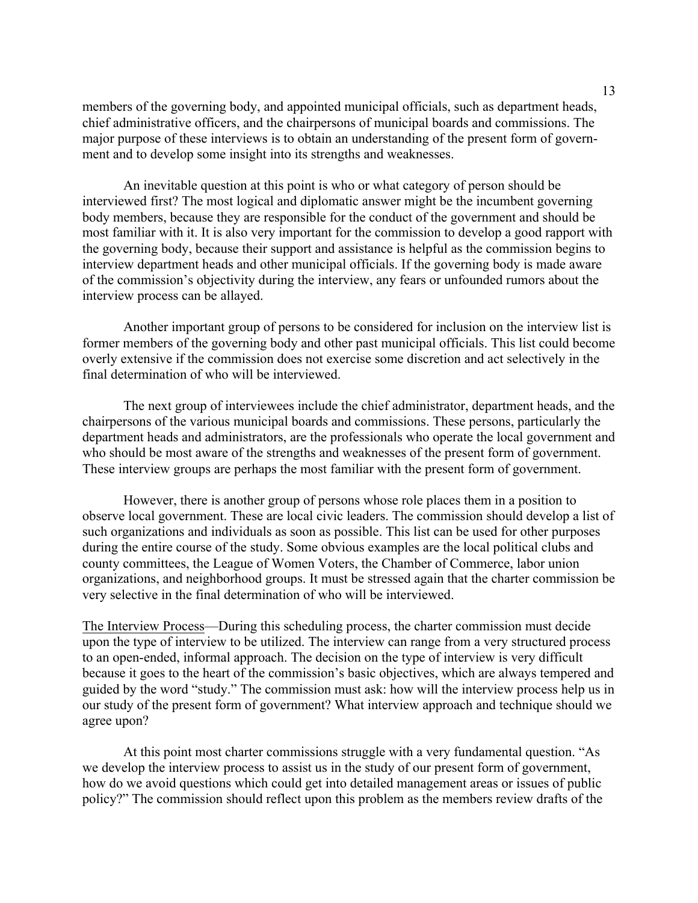members of the governing body, and appointed municipal officials, such as department heads, chief administrative officers, and the chairpersons of municipal boards and commissions. The major purpose of these interviews is to obtain an understanding of the present form of government and to develop some insight into its strengths and weaknesses.

An inevitable question at this point is who or what category of person should be interviewed first? The most logical and diplomatic answer might be the incumbent governing body members, because they are responsible for the conduct of the government and should be most familiar with it. It is also very important for the commission to develop a good rapport with the governing body, because their support and assistance is helpful as the commission begins to interview department heads and other municipal officials. If the governing body is made aware of the commission's objectivity during the interview, any fears or unfounded rumors about the interview process can be allayed.

Another important group of persons to be considered for inclusion on the interview list is former members of the governing body and other past municipal officials. This list could become overly extensive if the commission does not exercise some discretion and act selectively in the final determination of who will be interviewed.

The next group of interviewees include the chief administrator, department heads, and the chairpersons of the various municipal boards and commissions. These persons, particularly the department heads and administrators, are the professionals who operate the local government and who should be most aware of the strengths and weaknesses of the present form of government. These interview groups are perhaps the most familiar with the present form of government.

However, there is another group of persons whose role places them in a position to observe local government. These are local civic leaders. The commission should develop a list of such organizations and individuals as soon as possible. This list can be used for other purposes during the entire course of the study. Some obvious examples are the local political clubs and county committees, the League of Women Voters, the Chamber of Commerce, labor union organizations, and neighborhood groups. It must be stressed again that the charter commission be very selective in the final determination of who will be interviewed.

<u>The Interview Process</u>—During this scheduling process, the charter commission must decide upon the type of interview to be utilized. The interview can range from a very structured process to an open-ended, informal approach. The decision on the type of interview is very difficult because it goes to the heart of the commission's basic objectives, which are always tempered and guided by the word "study." The commission must ask: how will the interview process help us in our study of the present form of government? What interview approach and technique should we agree upon?

At this point most charter commissions struggle with a very fundamental question. "As we develop the interview process to assist us in the study of our present form of government, how do we avoid questions which could get into detailed management areas or issues of public policy?" The commission should reflect upon this problem as the members review drafts of the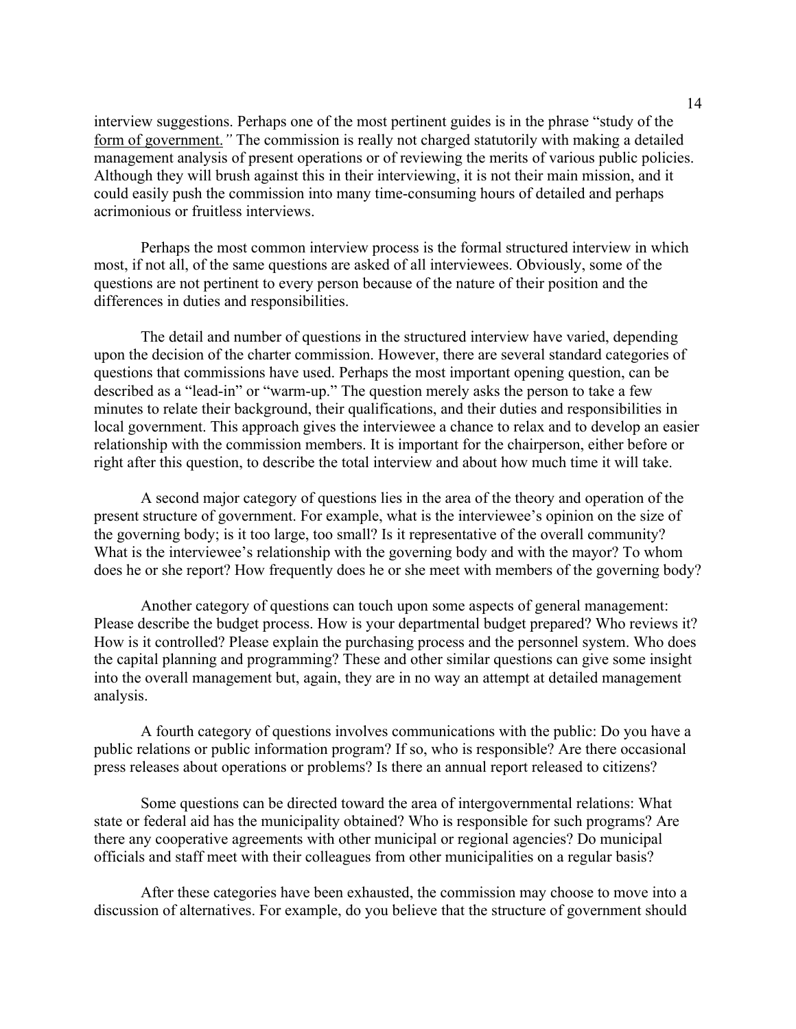interview suggestions. Perhaps one of the most pertinent guides is in the phrase "study of the <u>form of government.</u>*"* The commission is really not charged statutorily with making a detailed management analysis of present operations or of reviewing the merits of various public policies. Although they will brush against this in their interviewing, it is not their main mission, and it could easily push the commission into many time-consuming hours of detailed and perhaps acrimonious or fruitless interviews.

Perhaps the most common interview process is the formal structured interview in which most, if not all, of the same questions are asked of all interviewees. Obviously, some of the questions are not pertinent to every person because of the nature of their position and the differences in duties and responsibilities.

The detail and number of questions in the structured interview have varied, depending upon the decision of the charter commission. However, there are several standard categories of questions that commissions have used. Perhaps the most important opening question, can be described as a "lead-in" or "warm-up." The question merely asks the person to take a few minutes to relate their background, their qualifications, and their duties and responsibilities in local government. This approach gives the interviewee a chance to relax and to develop an easier relationship with the commission members. It is important for the chairperson, either before or right after this question, to describe the total interview and about how much time it will take.

A second major category of questions lies in the area of the theory and operation of the present structure of government. For example, what is the interviewee's opinion on the size of the governing body; is it too large, too small? Is it representative of the overall community? What is the interviewee's relationship with the governing body and with the mayor? To whom does he or she report? How frequently does he or she meet with members of the governing body?

Another category of questions can touch upon some aspects of general management: Please describe the budget process. How is your departmental budget prepared? Who reviews it? How is it controlled? Please explain the purchasing process and the personnel system. Who does the capital planning and programming? These and other similar questions can give some insight into the overall management but, again, they are in no way an attempt at detailed management analysis.

A fourth category of questions involves communications with the public: Do you have a public relations or public information program? If so, who is responsible? Are there occasional press releases about operations or problems? Is there an annual report released to citizens?

Some questions can be directed toward the area of intergovernmental relations: What state or federal aid has the municipality obtained? Who is responsible for such programs? Are there any cooperative agreements with other municipal or regional agencies? Do municipal officials and staff meet with their colleagues from other municipalities on a regular basis?

After these categories have been exhausted, the commission may choose to move into a discussion of alternatives. For example, do you believe that the structure of government should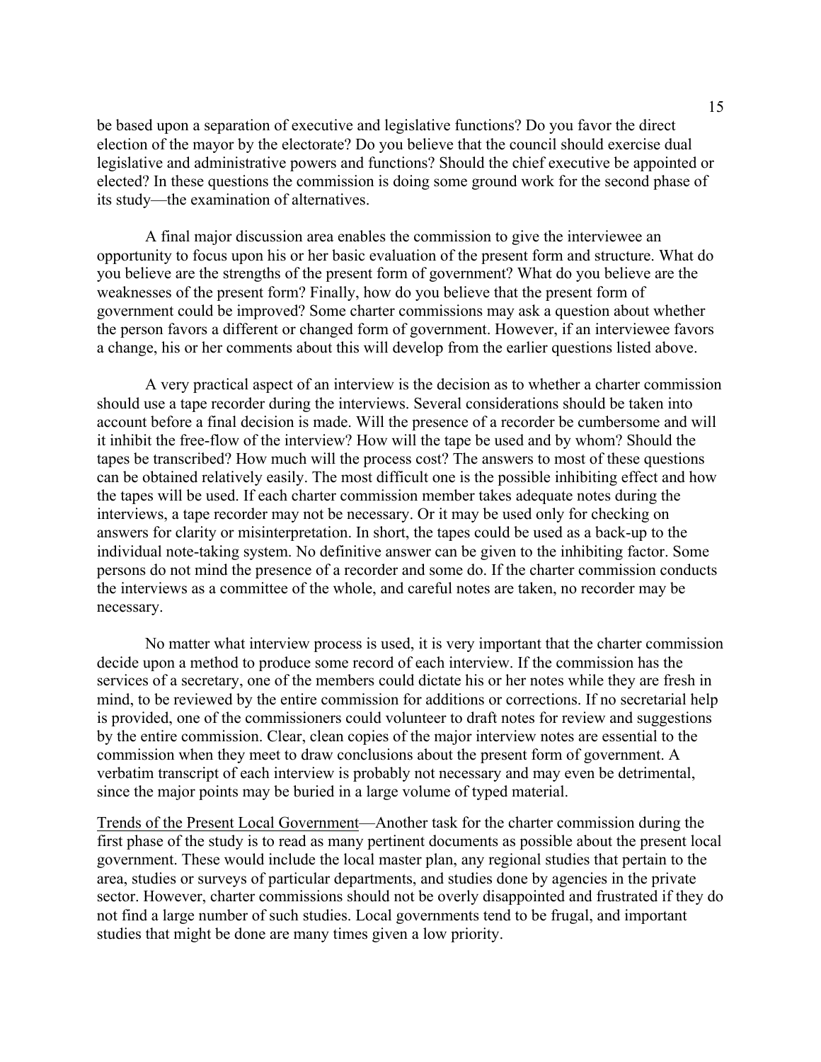be based upon a separation of executive and legislative functions? Do you favor the direct election of the mayor by the electorate? Do you believe that the council should exercise dual legislative and administrative powers and functions? Should the chief executive be appointed or elected? In these questions the commission is doing some ground work for the second phase of its study—the examination of alternatives.

A final major discussion area enables the commission to give the interviewee an opportunity to focus upon his or her basic evaluation of the present form and structure. What do you believe are the strengths of the present form of government? What do you believe are the weaknesses of the present form? Finally, how do you believe that the present form of government could be improved? Some charter commissions may ask a question about whether the person favors a different or changed form of government. However, if an interviewee favors a change, his or her comments about this will develop from the earlier questions listed above.

A very practical aspect of an interview is the decision as to whether a charter commission should use a tape recorder during the interviews. Several considerations should be taken into account before a final decision is made. Will the presence of a recorder be cumbersome and will it inhibit the free-flow of the interview? How will the tape be used and by whom? Should the tapes be transcribed? How much will the process cost? The answers to most of these questions can be obtained relatively easily. The most difficult one is the possible inhibiting effect and how the tapes will be used. If each charter commission member takes adequate notes during the interviews, a tape recorder may not be necessary. Or it may be used only for checking on answers for clarity or misinterpretation. In short, the tapes could be used as a back-up to the individual note-taking system. No definitive answer can be given to the inhibiting factor. Some persons do not mind the presence of a recorder and some do. If the charter commission conducts the interviews as a committee of the whole, and careful notes are taken, no recorder may be necessary.

No matter what interview process is used, it is very important that the charter commission decide upon a method to produce some record of each interview. If the commission has the services of a secretary, one of the members could dictate his or her notes while they are fresh in mind, to be reviewed by the entire commission for additions or corrections. If no secretarial help is provided, one of the commissioners could volunteer to draft notes for review and suggestions by the entire commission. Clear, clean copies of the major interview notes are essential to the commission when they meet to draw conclusions about the present form of government. A verbatim transcript of each interview is probably not necessary and may even be detrimental, since the major points may be buried in a large volume of typed material.

<u>Trends of the Present Local Government</u>—Another task for the charter commission during the first phase of the study is to read as many pertinent documents as possible about the present local government. These would include the local master plan, any regional studies that pertain to the area, studies or surveys of particular departments, and studies done by agencies in the private sector. However, charter commissions should not be overly disappointed and frustrated if they do not find a large number of such studies. Local governments tend to be frugal, and important studies that might be done are many times given a low priority.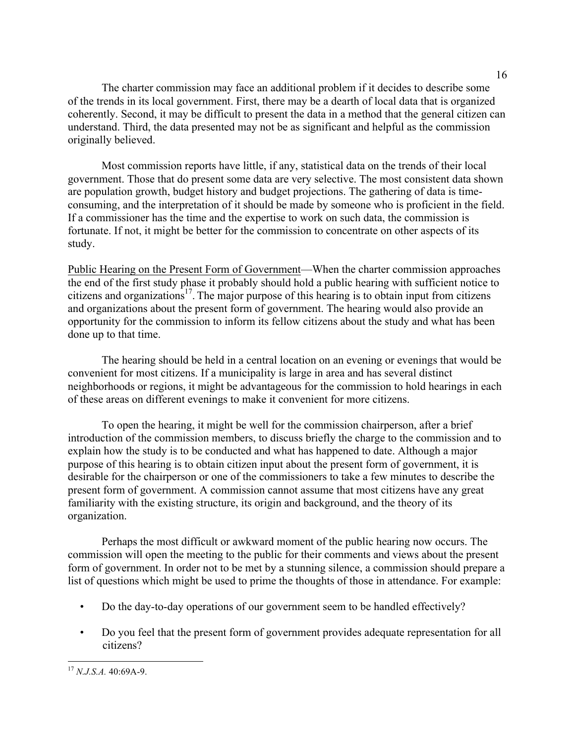The charter commission may face an additional problem if it decides to describe some of the trends in its local government. First, there may be a dearth of local data that is organized coherently. Second, it may be difficult to present the data in a method that the general citizen can understand. Third, the data presented may not be as significant and helpful as the commission originally believed.

Most commission reports have little, if any, statistical data on the trends of their local government. Those that do present some data are very selective. The most consistent data shown are population growth, budget history and budget projections. The gathering of data is time-consuming, and the interpretation of it should be made by someone who is proficient in the field. If a commissioner has the time and the expertise to work on such data, the commission is fortunate. If not, it might be better for the commission to concentrate on other aspects of its study.

<u>Public Hearing on the Present Form of Government</u>—When the charter commission approaches the end of the first study phase it probably should hold a public hearing with sufficient notice to citizens and organizations[17]. The major purpose of this hearing is to obtain input from citizens and organizations about the present form of government. The hearing would also provide an opportunity for the commission to inform its fellow citizens about the study and what has been done up to that time.

The hearing should be held in a central location on an evening or evenings that would be convenient for most citizens. If a municipality is large in area and has several distinct neighborhoods or regions, it might be advantageous for the commission to hold hearings in each of these areas on different evenings to make it convenient for more citizens.

To open the hearing, it might be well for the commission chairperson, after a brief introduction of the commission members, to discuss briefly the charge to the commission and to explain how the study is to be conducted and what has happened to date. Although a major purpose of this hearing is to obtain citizen input about the present form of government, it is desirable for the chairperson or one of the commissioners to take a few minutes to describe the present form of government. A commission cannot assume that most citizens have any great familiarity with the existing structure, its origin and background, and the theory of its organization.

Perhaps the most difficult or awkward moment of the public hearing now occurs. The commission will open the meeting to the public for their comments and views about the present form of government. In order not to be met by a stunning silence, a commission should prepare a list of questions which might be used to prime the thoughts of those in attendance. For example:

- Do the day-to-day operations of our government seem to be handled effectively?
- Do you feel that the present form of government provides adequate representation for all citizens?

[17] *N.J.S.A.* 40:69A-9.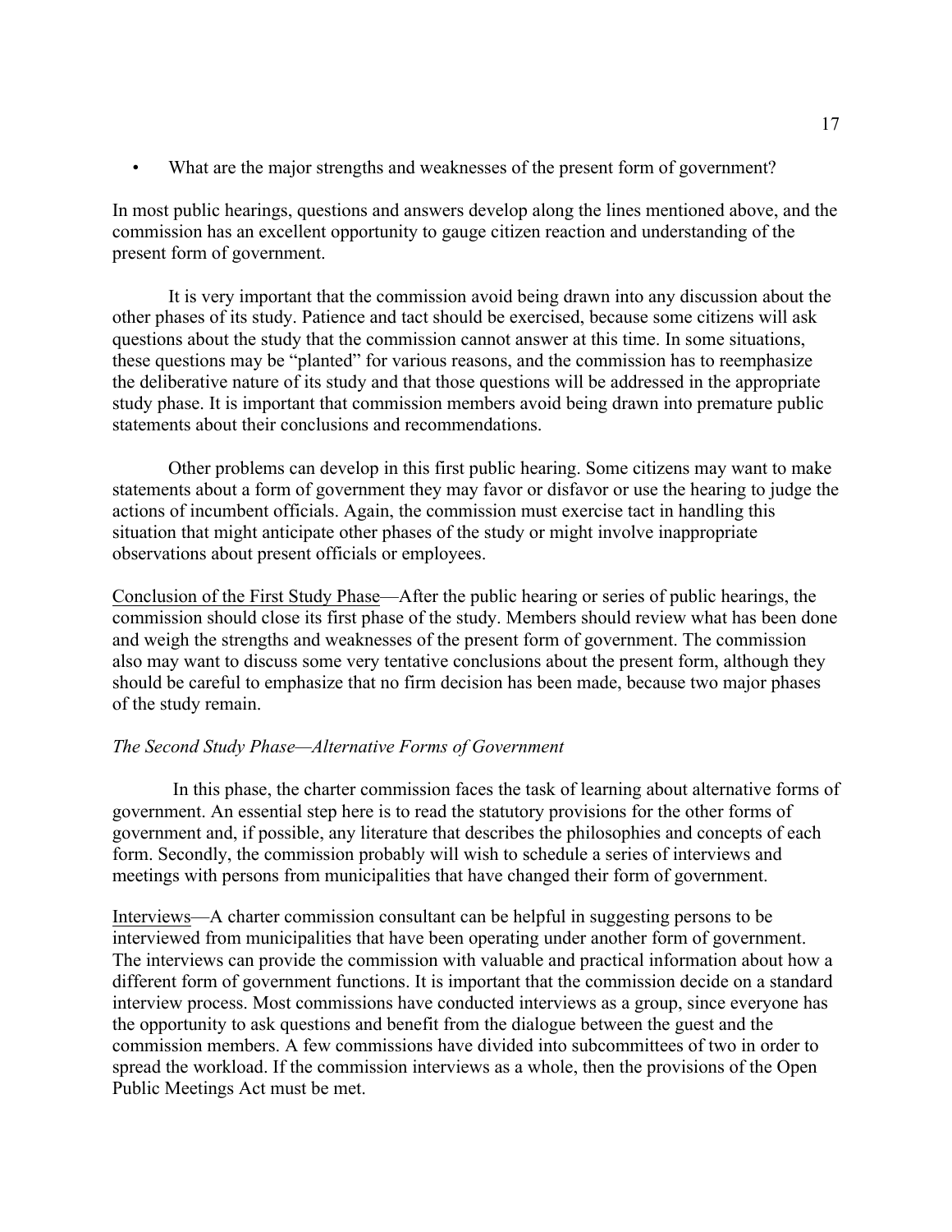- What are the major strengths and weaknesses of the present form of government?

In most public hearings, questions and answers develop along the lines mentioned above, and the commission has an excellent opportunity to gauge citizen reaction and understanding of the present form of government.

It is very important that the commission avoid being drawn into any discussion about the other phases of its study. Patience and tact should be exercised, because some citizens will ask questions about the study that the commission cannot answer at this time. In some situations, these questions may be "planted" for various reasons, and the commission has to reemphasize the deliberative nature of its study and that those questions will be addressed in the appropriate study phase. It is important that commission members avoid being drawn into premature public statements about their conclusions and recommendations.

Other problems can develop in this first public hearing. Some citizens may want to make statements about a form of government they may favor or disfavor or use the hearing to judge the actions of incumbent officials. Again, the commission must exercise tact in handling this situation that might anticipate other phases of the study or might involve inappropriate observations about present officials or employees.

<u>Conclusion of the First Study Phase</u>—After the public hearing or series of public hearings, the commission should close its first phase of the study. Members should review what has been done and weigh the strengths and weaknesses of the present form of government. The commission also may want to discuss some very tentative conclusions about the present form, although they should be careful to emphasize that no firm decision has been made, because two major phases of the study remain.

*The Second Study Phase—Alternative Forms of Government*

In this phase, the charter commission faces the task of learning about alternative forms of government. An essential step here is to read the statutory provisions for the other forms of government and, if possible, any literature that describes the philosophies and concepts of each form. Secondly, the commission probably will wish to schedule a series of interviews and meetings with persons from municipalities that have changed their form of government.

<u>Interviews</u>—A charter commission consultant can be helpful in suggesting persons to be interviewed from municipalities that have been operating under another form of government. The interviews can provide the commission with valuable and practical information about how a different form of government functions. It is important that the commission decide on a standard interview process. Most commissions have conducted interviews as a group, since everyone has the opportunity to ask questions and benefit from the dialogue between the guest and the commission members. A few commissions have divided into subcommittees of two in order to spread the workload. If the commission interviews as a whole, then the provisions of the Open Public Meetings Act must be met.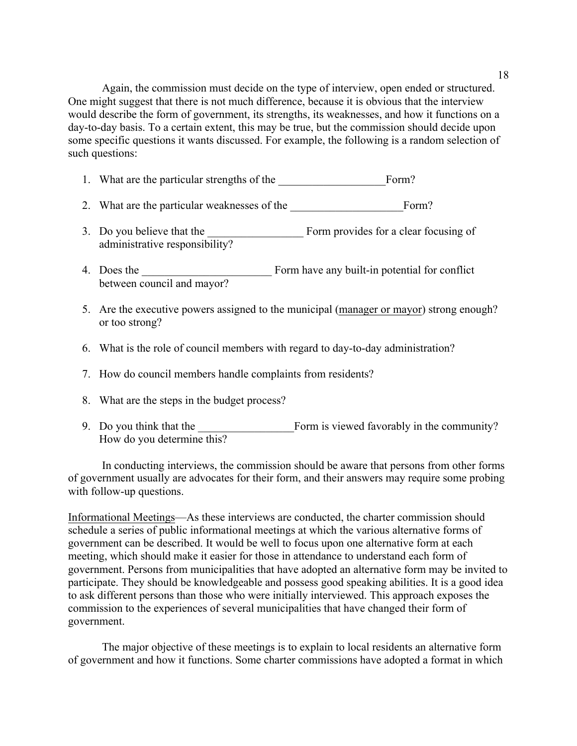Again, the commission must decide on the type of interview, open ended or structured. One might suggest that there is not much difference, because it is obvious that the interview would describe the form of government, its strengths, its weaknesses, and how it functions on a day-to-day basis. To a certain extent, this may be true, but the commission should decide upon some specific questions it wants discussed. For example, the following is a random selection of such questions:

1. What are the particular strengths of the ___________________Form?
2. What are the particular weaknesses of the ____________________Form?
3. Do you believe that the _________________ Form provides for a clear focusing of administrative responsibility?
4. Does the _______________________ Form have any built-in potential for conflict between council and mayor?
5. Are the executive powers assigned to the municipal (manager or mayor) strong enough? or too strong?
6. What is the role of council members with regard to day-to-day administration?
7. How do council members handle complaints from residents?
8. What are the steps in the budget process?
9. Do you think that the _________________Form is viewed favorably in the community? How do you determine this?

In conducting interviews, the commission should be aware that persons from other forms of government usually are advocates for their form, and their answers may require some probing with follow-up questions.

Informational Meetings—As these interviews are conducted, the charter commission should schedule a series of public informational meetings at which the various alternative forms of government can be described. It would be well to focus upon one alternative form at each meeting, which should make it easier for those in attendance to understand each form of government. Persons from municipalities that have adopted an alternative form may be invited to participate. They should be knowledgeable and possess good speaking abilities. It is a good idea to ask different persons than those who were initially interviewed. This approach exposes the commission to the experiences of several municipalities that have changed their form of government.

The major objective of these meetings is to explain to local residents an alternative form of government and how it functions. Some charter commissions have adopted a format in which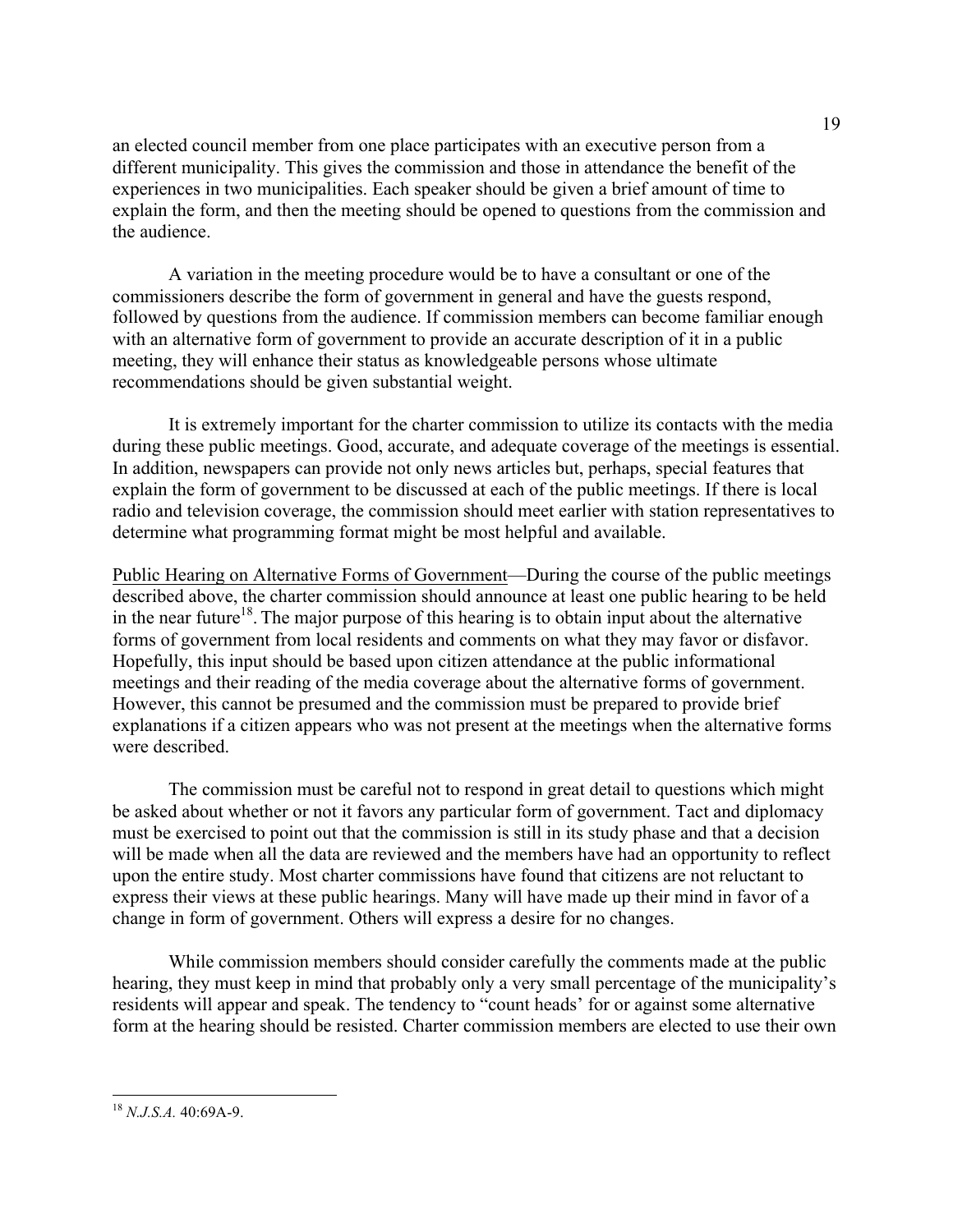an elected council member from one place participates with an executive person from a different municipality. This gives the commission and those in attendance the benefit of the experiences in two municipalities. Each speaker should be given a brief amount of time to explain the form, and then the meeting should be opened to questions from the commission and the audience.

A variation in the meeting procedure would be to have a consultant or one of the commissioners describe the form of government in general and have the guests respond, followed by questions from the audience. If commission members can become familiar enough with an alternative form of government to provide an accurate description of it in a public meeting, they will enhance their status as knowledgeable persons whose ultimate recommendations should be given substantial weight.

It is extremely important for the charter commission to utilize its contacts with the media during these public meetings. Good, accurate, and adequate coverage of the meetings is essential. In addition, newspapers can provide not only news articles but, perhaps, special features that explain the form of government to be discussed at each of the public meetings. If there is local radio and television coverage, the commission should meet earlier with station representatives to determine what programming format might be most helpful and available.

Public Hearing on Alternative Forms of Government—During the course of the public meetings described above, the charter commission should announce at least one public hearing to be held in the near future[18]. The major purpose of this hearing is to obtain input about the alternative forms of government from local residents and comments on what they may favor or disfavor. Hopefully, this input should be based upon citizen attendance at the public informational meetings and their reading of the media coverage about the alternative forms of government. However, this cannot be presumed and the commission must be prepared to provide brief explanations if a citizen appears who was not present at the meetings when the alternative forms were described.

The commission must be careful not to respond in great detail to questions which might be asked about whether or not it favors any particular form of government. Tact and diplomacy must be exercised to point out that the commission is still in its study phase and that a decision will be made when all the data are reviewed and the members have had an opportunity to reflect upon the entire study. Most charter commissions have found that citizens are not reluctant to express their views at these public hearings. Many will have made up their mind in favor of a change in form of government. Others will express a desire for no changes.

While commission members should consider carefully the comments made at the public hearing, they must keep in mind that probably only a very small percentage of the municipality's residents will appear and speak. The tendency to "count heads' for or against some alternative form at the hearing should be resisted. Charter commission members are elected to use their own

---

[18] *N.J.S.A.* 40:69A-9.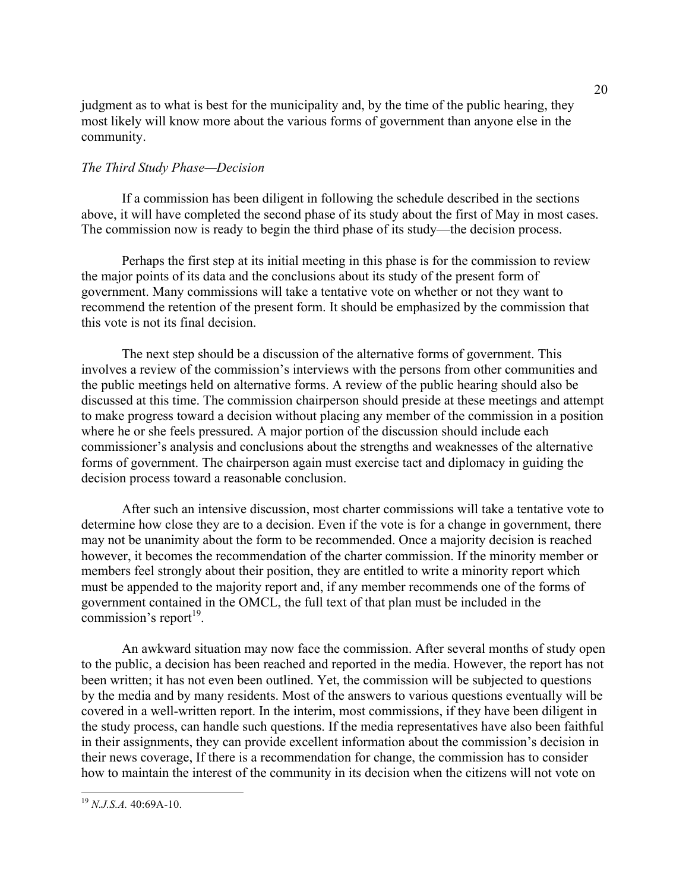judgment as to what is best for the municipality and, by the time of the public hearing, they most likely will know more about the various forms of government than anyone else in the community.

### *The Third Study Phase—Decision*

If a commission has been diligent in following the schedule described in the sections above, it will have completed the second phase of its study about the first of May in most cases. The commission now is ready to begin the third phase of its study—the decision process.

Perhaps the first step at its initial meeting in this phase is for the commission to review the major points of its data and the conclusions about its study of the present form of government. Many commissions will take a tentative vote on whether or not they want to recommend the retention of the present form. It should be emphasized by the commission that this vote is not its final decision.

The next step should be a discussion of the alternative forms of government. This involves a review of the commission's interviews with the persons from other communities and the public meetings held on alternative forms. A review of the public hearing should also be discussed at this time. The commission chairperson should preside at these meetings and attempt to make progress toward a decision without placing any member of the commission in a position where he or she feels pressured. A major portion of the discussion should include each commissioner's analysis and conclusions about the strengths and weaknesses of the alternative forms of government. The chairperson again must exercise tact and diplomacy in guiding the decision process toward a reasonable conclusion.

After such an intensive discussion, most charter commissions will take a tentative vote to determine how close they are to a decision. Even if the vote is for a change in government, there may not be unanimity about the form to be recommended. Once a majority decision is reached however, it becomes the recommendation of the charter commission. If the minority member or members feel strongly about their position, they are entitled to write a minority report which must be appended to the majority report and, if any member recommends one of the forms of government contained in the OMCL, the full text of that plan must be included in the commission's report[19].

An awkward situation may now face the commission. After several months of study open to the public, a decision has been reached and reported in the media. However, the report has not been written; it has not even been outlined. Yet, the commission will be subjected to questions by the media and by many residents. Most of the answers to various questions eventually will be covered in a well-written report. In the interim, most commissions, if they have been diligent in the study process, can handle such questions. If the media representatives have also been faithful in their assignments, they can provide excellent information about the commission's decision in their news coverage, If there is a recommendation for change, the commission has to consider how to maintain the interest of the community in its decision when the citizens will not vote on

---

[19] *N.J.S.A.* 40:69A-10.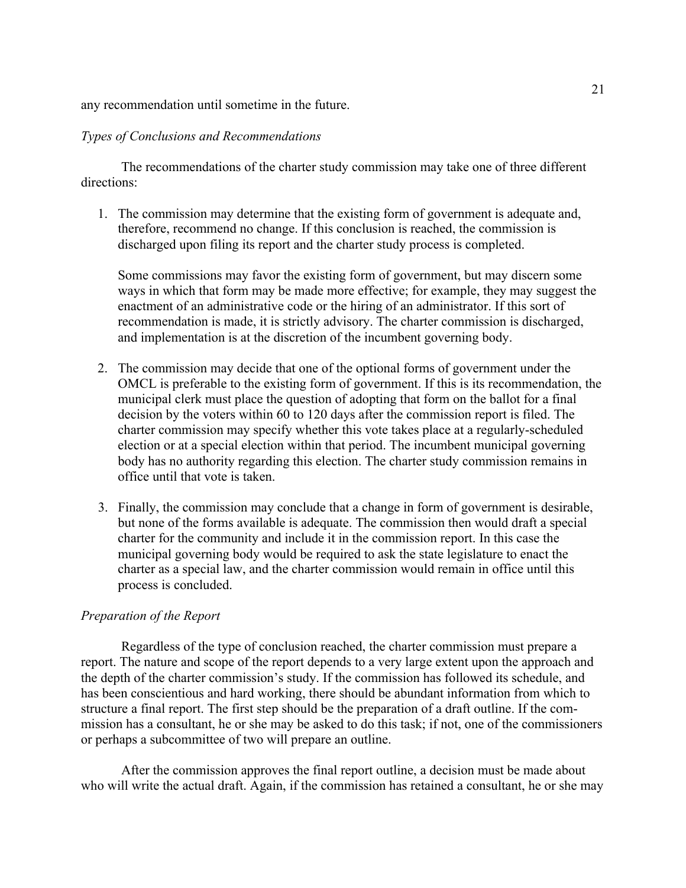any recommendation until sometime in the future.

*Types of Conclusions and Recommendations*

The recommendations of the charter study commission may take one of three different directions:

1. The commission may determine that the existing form of government is adequate and, therefore, recommend no change. If this conclusion is reached, the commission is discharged upon filing its report and the charter study process is completed.

   Some commissions may favor the existing form of government, but may discern some ways in which that form may be made more effective; for example, they may suggest the enactment of an administrative code or the hiring of an administrator. If this sort of recommendation is made, it is strictly advisory. The charter commission is discharged, and implementation is at the discretion of the incumbent governing body.

2. The commission may decide that one of the optional forms of government under the OMCL is preferable to the existing form of government. If this is its recommendation, the municipal clerk must place the question of adopting that form on the ballot for a final decision by the voters within 60 to 120 days after the commission report is filed. The charter commission may specify whether this vote takes place at a regularly-scheduled election or at a special election within that period. The incumbent municipal governing body has no authority regarding this election. The charter study commission remains in office until that vote is taken.

3. Finally, the commission may conclude that a change in form of government is desirable, but none of the forms available is adequate. The commission then would draft a special charter for the community and include it in the commission report. In this case the municipal governing body would be required to ask the state legislature to enact the charter as a special law, and the charter commission would remain in office until this process is concluded.

*Preparation of the Report*

Regardless of the type of conclusion reached, the charter commission must prepare a report. The nature and scope of the report depends to a very large extent upon the approach and the depth of the charter commission's study. If the commission has followed its schedule, and has been conscientious and hard working, there should be abundant information from which to structure a final report. The first step should be the preparation of a draft outline. If the commission has a consultant, he or she may be asked to do this task; if not, one of the commissioners or perhaps a subcommittee of two will prepare an outline.

After the commission approves the final report outline, a decision must be made about who will write the actual draft. Again, if the commission has retained a consultant, he or she may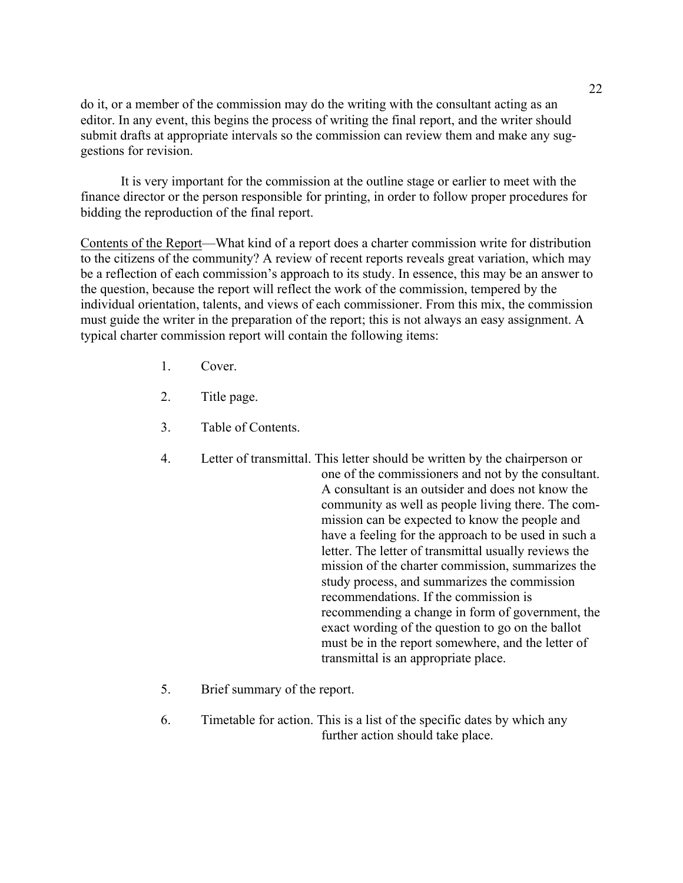do it, or a member of the commission may do the writing with the consultant acting as an editor. In any event, this begins the process of writing the final report, and the writer should submit drafts at appropriate intervals so the commission can review them and make any suggestions for revision.

It is very important for the commission at the outline stage or earlier to meet with the finance director or the person responsible for printing, in order to follow proper procedures for bidding the reproduction of the final report.

<u>Contents of the Report</u>—What kind of a report does a charter commission write for distribution to the citizens of the community? A review of recent reports reveals great variation, which may be a reflection of each commission's approach to its study. In essence, this may be an answer to the question, because the report will reflect the work of the commission, tempered by the individual orientation, talents, and views of each commissioner. From this mix, the commission must guide the writer in the preparation of the report; this is not always an easy assignment. A typical charter commission report will contain the following items:

1. Cover.

2. Title page.

3. Table of Contents.

4. Letter of transmittal. This letter should be written by the chairperson or one of the commissioners and not by the consultant. A consultant is an outsider and does not know the community as well as people living there. The commission can be expected to know the people and have a feeling for the approach to be used in such a letter. The letter of transmittal usually reviews the mission of the charter commission, summarizes the study process, and summarizes the commission recommendations. If the commission is recommending a change in form of government, the exact wording of the question to go on the ballot must be in the report somewhere, and the letter of transmittal is an appropriate place.

5. Brief summary of the report.

6. Timetable for action. This is a list of the specific dates by which any further action should take place.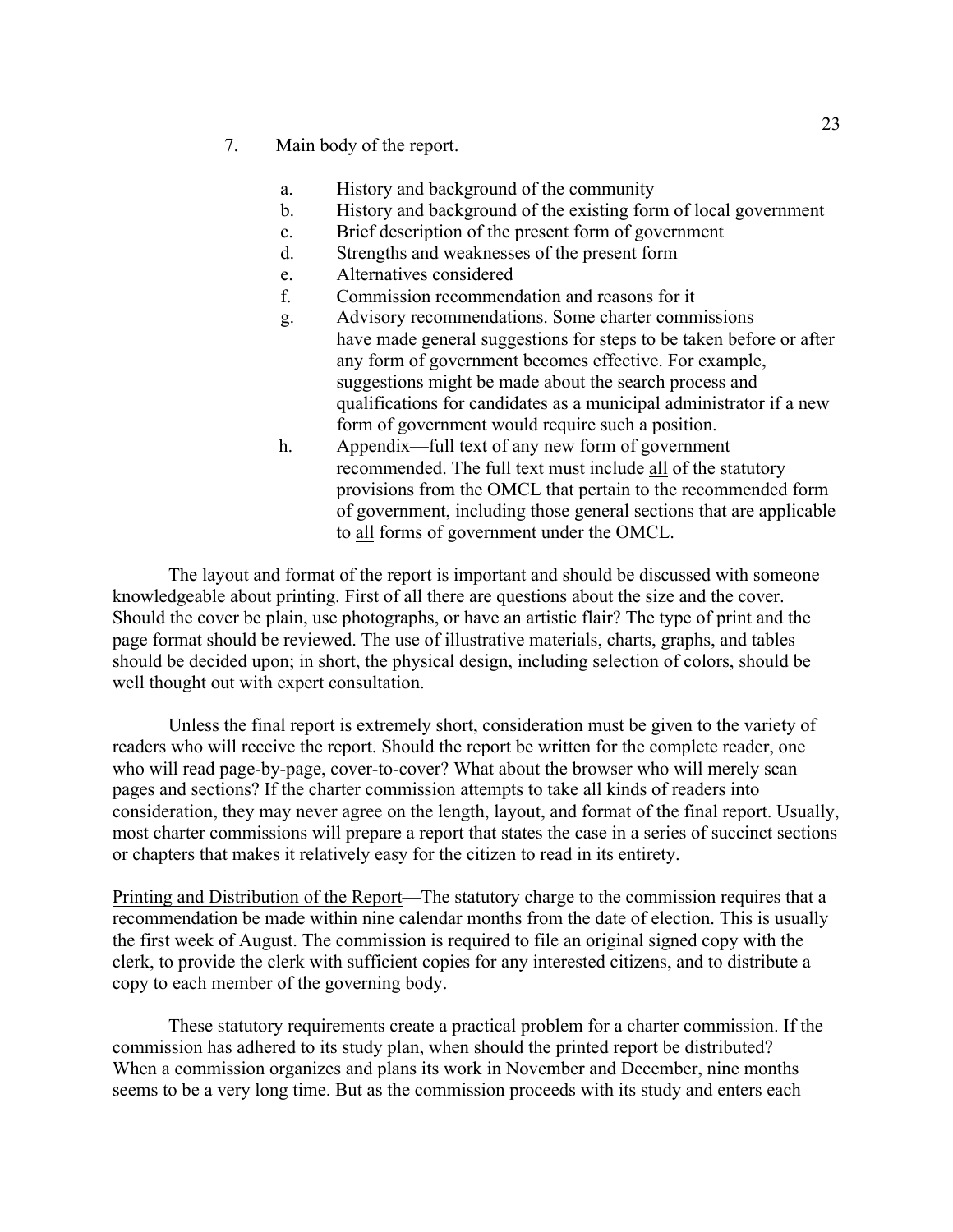7. Main body of the report.

   a. History and background of the community
   b. History and background of the existing form of local government
   c. Brief description of the present form of government
   d. Strengths and weaknesses of the present form
   e. Alternatives considered
   f. Commission recommendation and reasons for it
   g. Advisory recommendations. Some charter commissions have made general suggestions for steps to be taken before or after any form of government becomes effective. For example, suggestions might be made about the search process and qualifications for candidates as a municipal administrator if a new form of government would require such a position.
   h. Appendix—full text of any new form of government recommended. The full text must include <u>all</u> of the statutory provisions from the OMCL that pertain to the recommended form of government, including those general sections that are applicable to <u>all</u> forms of government under the OMCL.

The layout and format of the report is important and should be discussed with someone knowledgeable about printing. First of all there are questions about the size and the cover. Should the cover be plain, use photographs, or have an artistic flair? The type of print and the page format should be reviewed. The use of illustrative materials, charts, graphs, and tables should be decided upon; in short, the physical design, including selection of colors, should be well thought out with expert consultation.

Unless the final report is extremely short, consideration must be given to the variety of readers who will receive the report. Should the report be written for the complete reader, one who will read page-by-page, cover-to-cover? What about the browser who will merely scan pages and sections? If the charter commission attempts to take all kinds of readers into consideration, they may never agree on the length, layout, and format of the final report. Usually, most charter commissions will prepare a report that states the case in a series of succinct sections or chapters that makes it relatively easy for the citizen to read in its entirety.

<u>Printing and Distribution of the Report</u>—The statutory charge to the commission requires that a recommendation be made within nine calendar months from the date of election. This is usually the first week of August. The commission is required to file an original signed copy with the clerk, to provide the clerk with sufficient copies for any interested citizens, and to distribute a copy to each member of the governing body.

These statutory requirements create a practical problem for a charter commission. If the commission has adhered to its study plan, when should the printed report be distributed? When a commission organizes and plans its work in November and December, nine months seems to be a very long time. But as the commission proceeds with its study and enters each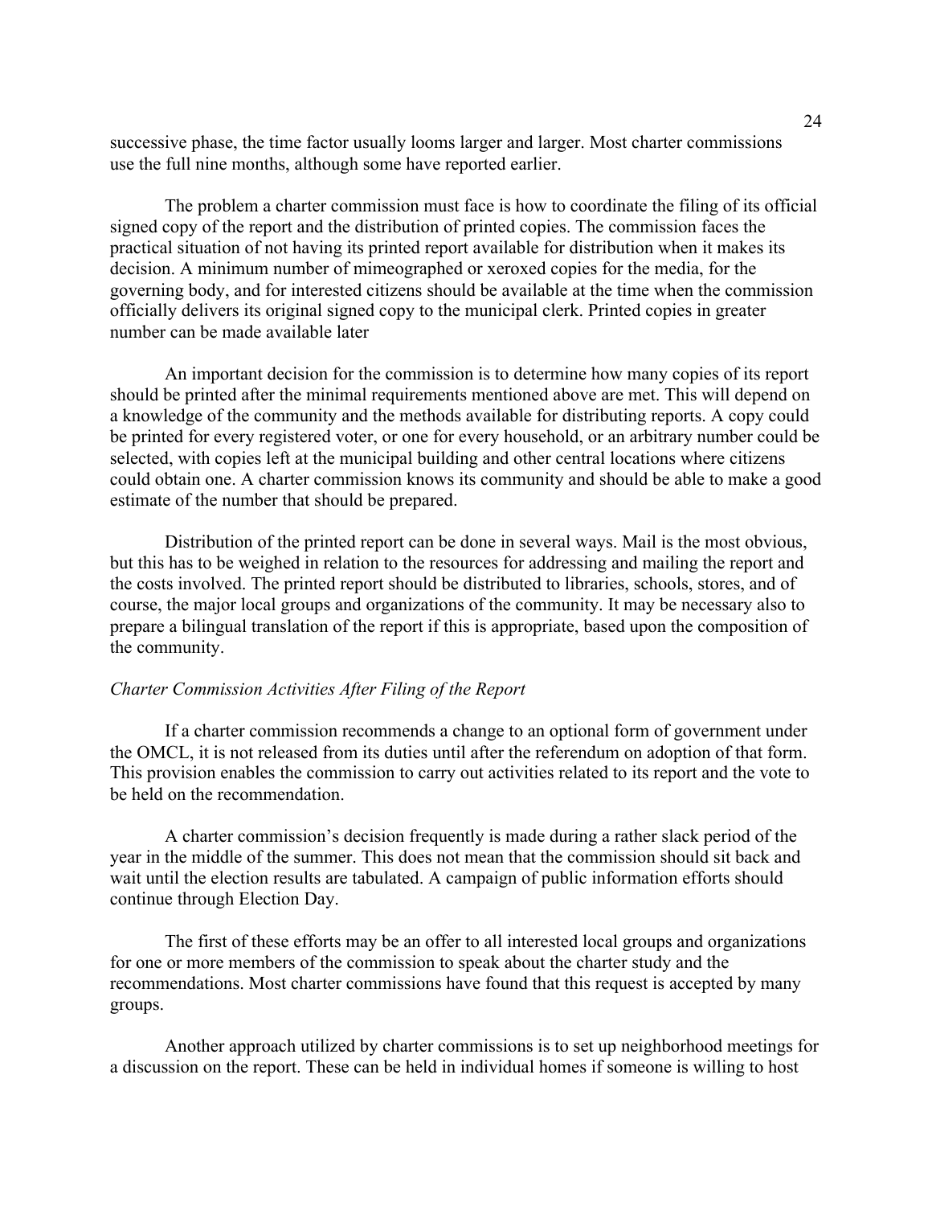successive phase, the time factor usually looms larger and larger. Most charter commissions use the full nine months, although some have reported earlier.

The problem a charter commission must face is how to coordinate the filing of its official signed copy of the report and the distribution of printed copies. The commission faces the practical situation of not having its printed report available for distribution when it makes its decision. A minimum number of mimeographed or xeroxed copies for the media, for the governing body, and for interested citizens should be available at the time when the commission officially delivers its original signed copy to the municipal clerk. Printed copies in greater number can be made available later

An important decision for the commission is to determine how many copies of its report should be printed after the minimal requirements mentioned above are met. This will depend on a knowledge of the community and the methods available for distributing reports. A copy could be printed for every registered voter, or one for every household, or an arbitrary number could be selected, with copies left at the municipal building and other central locations where citizens could obtain one. A charter commission knows its community and should be able to make a good estimate of the number that should be prepared.

Distribution of the printed report can be done in several ways. Mail is the most obvious, but this has to be weighed in relation to the resources for addressing and mailing the report and the costs involved. The printed report should be distributed to libraries, schools, stores, and of course, the major local groups and organizations of the community. It may be necessary also to prepare a bilingual translation of the report if this is appropriate, based upon the composition of the community.

*Charter Commission Activities After Filing of the Report*

If a charter commission recommends a change to an optional form of government under the OMCL, it is not released from its duties until after the referendum on adoption of that form. This provision enables the commission to carry out activities related to its report and the vote to be held on the recommendation.

A charter commission's decision frequently is made during a rather slack period of the year in the middle of the summer. This does not mean that the commission should sit back and wait until the election results are tabulated. A campaign of public information efforts should continue through Election Day.

The first of these efforts may be an offer to all interested local groups and organizations for one or more members of the commission to speak about the charter study and the recommendations. Most charter commissions have found that this request is accepted by many groups.

Another approach utilized by charter commissions is to set up neighborhood meetings for a discussion on the report. These can be held in individual homes if someone is willing to host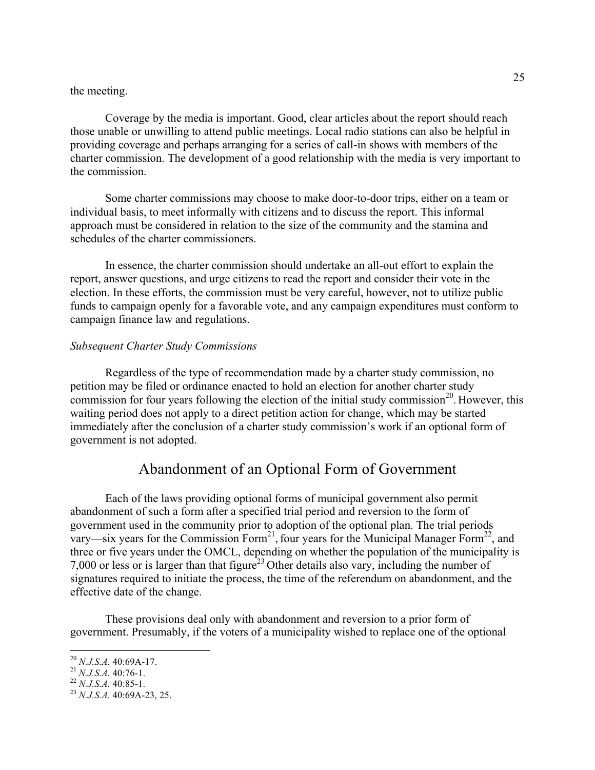the meeting.

Coverage by the media is important. Good, clear articles about the report should reach those unable or unwilling to attend public meetings. Local radio stations can also be helpful in providing coverage and perhaps arranging for a series of call-in shows with members of the charter commission. The development of a good relationship with the media is very important to the commission.

Some charter commissions may choose to make door-to-door trips, either on a team or individual basis, to meet informally with citizens and to discuss the report. This informal approach must be considered in relation to the size of the community and the stamina and schedules of the charter commissioners.

In essence, the charter commission should undertake an all-out effort to explain the report, answer questions, and urge citizens to read the report and consider their vote in the election. In these efforts, the commission must be very careful, however, not to utilize public funds to campaign openly for a favorable vote, and any campaign expenditures must conform to campaign finance law and regulations.

*Subsequent Charter Study Commissions*

Regardless of the type of recommendation made by a charter study commission, no petition may be filed or ordinance enacted to hold an election for another charter study commission for four years following the election of the initial study commission[20]. However, this waiting period does not apply to a direct petition action for change, which may be started immediately after the conclusion of a charter study commission's work if an optional form of government is not adopted.

## Abandonment of an Optional Form of Government

Each of the laws providing optional forms of municipal government also permit abandonment of such a form after a specified trial period and reversion to the form of government used in the community prior to adoption of the optional plan. The trial periods vary—six years for the Commission Form[21], four years for the Municipal Manager Form[22], and three or five years under the OMCL, depending on whether the population of the municipality is 7,000 or less or is larger than that figure[23] Other details also vary, including the number of signatures required to initiate the process, the time of the referendum on abandonment, and the effective date of the change.

These provisions deal only with abandonment and reversion to a prior form of government. Presumably, if the voters of a municipality wished to replace one of the optional

---

[20] *N.J.S.A.* 40:69A-17.

[21] *N.J.S.A.* 40:76-1.

[22] *N.J.S.A.* 40:85-1.

[23] *N.J.S.A.* 40:69A-23, 25.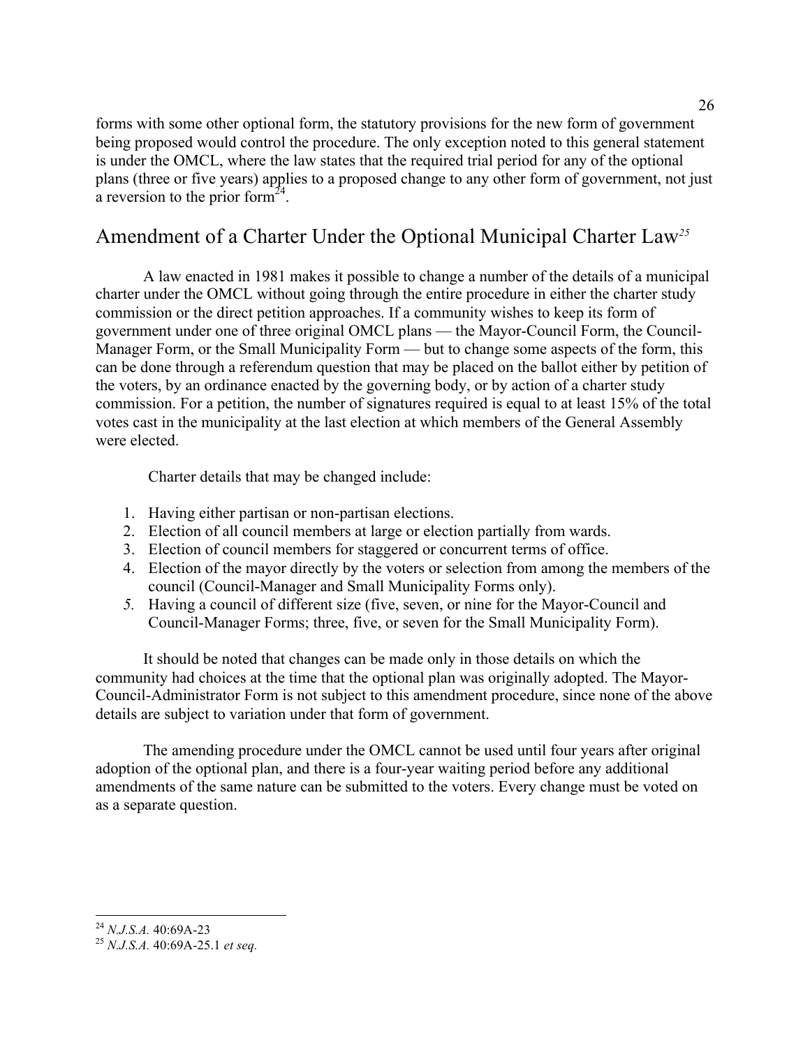forms with some other optional form, the statutory provisions for the new form of government being proposed would control the procedure. The only exception noted to this general statement is under the OMCL, where the law states that the required trial period for any of the optional plans (three or five years) applies to a proposed change to any other form of government, not just a reversion to the prior form[24].

## Amendment of a Charter Under the Optional Municipal Charter Law[25]

A law enacted in 1981 makes it possible to change a number of the details of a municipal charter under the OMCL without going through the entire procedure in either the charter study commission or the direct petition approaches. If a community wishes to keep its form of government under one of three original OMCL plans — the Mayor-Council Form, the Council-Manager Form, or the Small Municipality Form — but to change some aspects of the form, this can be done through a referendum question that may be placed on the ballot either by petition of the voters, by an ordinance enacted by the governing body, or by action of a charter study commission. For a petition, the number of signatures required is equal to at least 15% of the total votes cast in the municipality at the last election at which members of the General Assembly were elected.

Charter details that may be changed include:

1. Having either partisan or non-partisan elections.
2. Election of all council members at large or election partially from wards.
3. Election of council members for staggered or concurrent terms of office.
4. Election of the mayor directly by the voters or selection from among the members of the council (Council-Manager and Small Municipality Forms only).
5. Having a council of different size (five, seven, or nine for the Mayor-Council and Council-Manager Forms; three, five, or seven for the Small Municipality Form).

It should be noted that changes can be made only in those details on which the community had choices at the time that the optional plan was originally adopted. The Mayor-Council-Administrator Form is not subject to this amendment procedure, since none of the above details are subject to variation under that form of government.

The amending procedure under the OMCL cannot be used until four years after original adoption of the optional plan, and there is a four-year waiting period before any additional amendments of the same nature can be submitted to the voters. Every change must be voted on as a separate question.

---

[24] *N.J.S.A.* 40:69A-23

[25] *N.J.S.A.* 40:69A-25.1 *et seq.*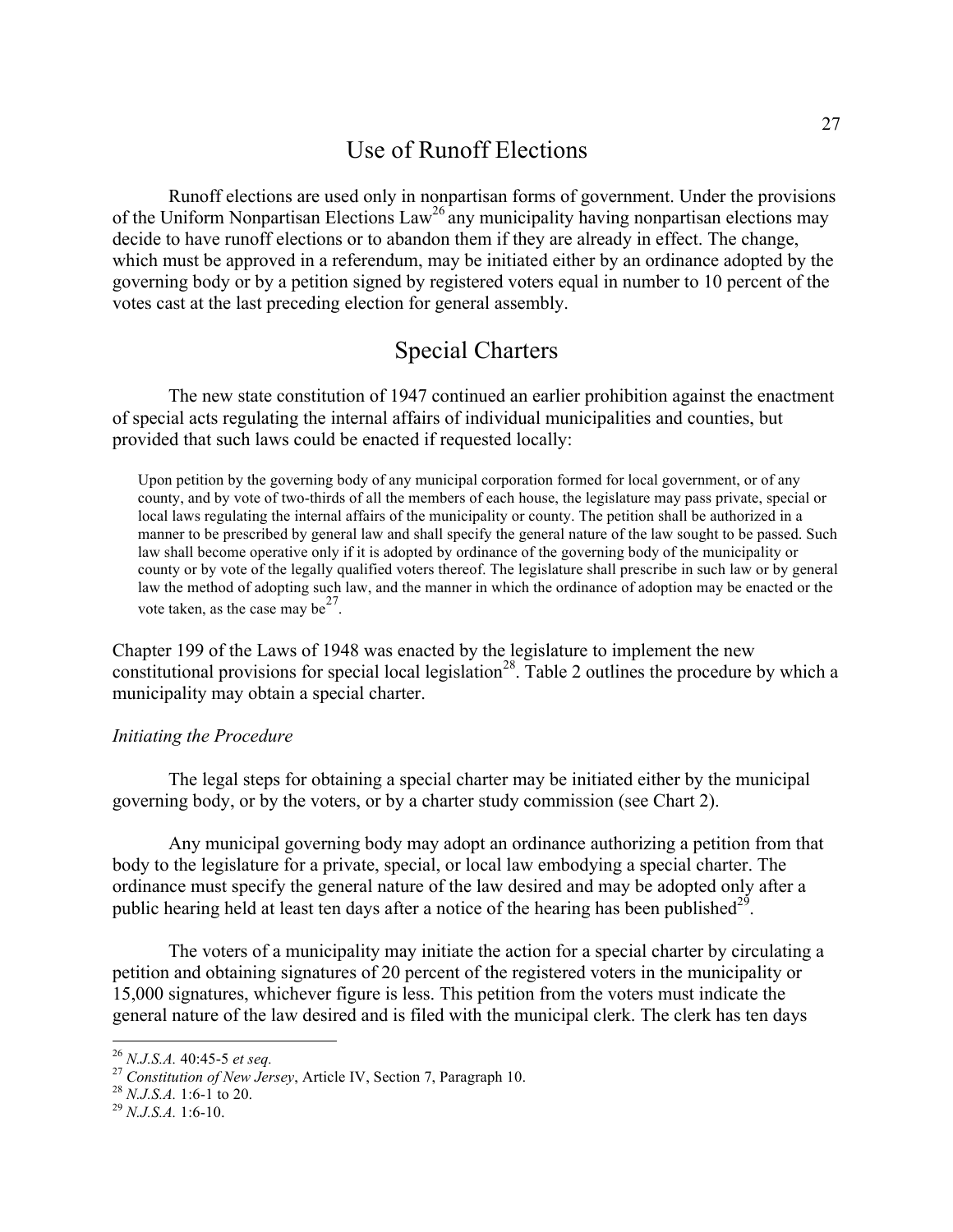## Use of Runoff Elections

Runoff elections are used only in nonpartisan forms of government. Under the provisions of the Uniform Nonpartisan Elections Law[26] any municipality having nonpartisan elections may decide to have runoff elections or to abandon them if they are already in effect. The change, which must be approved in a referendum, may be initiated either by an ordinance adopted by the governing body or by a petition signed by registered voters equal in number to 10 percent of the votes cast at the last preceding election for general assembly.

## Special Charters

The new state constitution of 1947 continued an earlier prohibition against the enactment of special acts regulating the internal affairs of individual municipalities and counties, but provided that such laws could be enacted if requested locally:

> Upon petition by the governing body of any municipal corporation formed for local government, or of any county, and by vote of two-thirds of all the members of each house, the legislature may pass private, special or local laws regulating the internal affairs of the municipality or county. The petition shall be authorized in a manner to be prescribed by general law and shall specify the general nature of the law sought to be passed. Such law shall become operative only if it is adopted by ordinance of the governing body of the municipality or county or by vote of the legally qualified voters thereof. The legislature shall prescribe in such law or by general law the method of adopting such law, and the manner in which the ordinance of adoption may be enacted or the vote taken, as the case may be[27].

Chapter 199 of the Laws of 1948 was enacted by the legislature to implement the new constitutional provisions for special local legislation[28]. Table 2 outlines the procedure by which a municipality may obtain a special charter.

*Initiating the Procedure*

The legal steps for obtaining a special charter may be initiated either by the municipal governing body, or by the voters, or by a charter study commission (see Chart 2).

Any municipal governing body may adopt an ordinance authorizing a petition from that body to the legislature for a private, special, or local law embodying a special charter. The ordinance must specify the general nature of the law desired and may be adopted only after a public hearing held at least ten days after a notice of the hearing has been published[29].

The voters of a municipality may initiate the action for a special charter by circulating a petition and obtaining signatures of 20 percent of the registered voters in the municipality or 15,000 signatures, whichever figure is less. This petition from the voters must indicate the general nature of the law desired and is filed with the municipal clerk. The clerk has ten days

---

[26] *N.J.S.A.* 40:45-5 *et seq.*

[27] *Constitution of New Jersey*, Article IV, Section 7, Paragraph 10.

[28] *N.J.S.A.* 1:6-1 to 20.

[29] *N.J.S.A.* 1:6-10.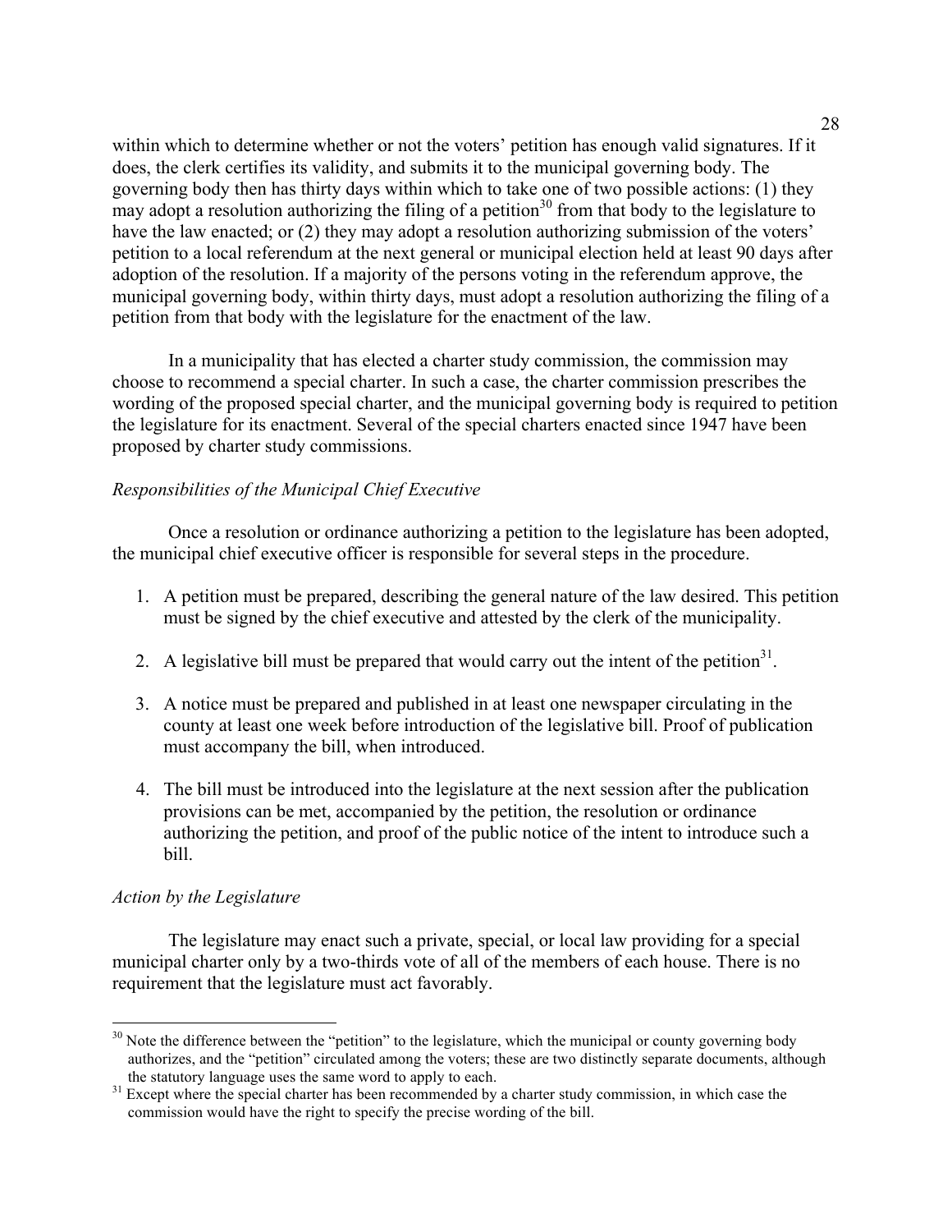within which to determine whether or not the voters' petition has enough valid signatures. If it does, the clerk certifies its validity, and submits it to the municipal governing body. The governing body then has thirty days within which to take one of two possible actions: (1) they may adopt a resolution authorizing the filing of a petition[30] from that body to the legislature to have the law enacted; or (2) they may adopt a resolution authorizing submission of the voters' petition to a local referendum at the next general or municipal election held at least 90 days after adoption of the resolution. If a majority of the persons voting in the referendum approve, the municipal governing body, within thirty days, must adopt a resolution authorizing the filing of a petition from that body with the legislature for the enactment of the law.

In a municipality that has elected a charter study commission, the commission may choose to recommend a special charter. In such a case, the charter commission prescribes the wording of the proposed special charter, and the municipal governing body is required to petition the legislature for its enactment. Several of the special charters enacted since 1947 have been proposed by charter study commissions.

*Responsibilities of the Municipal Chief Executive*

Once a resolution or ordinance authorizing a petition to the legislature has been adopted, the municipal chief executive officer is responsible for several steps in the procedure.

1. A petition must be prepared, describing the general nature of the law desired. This petition must be signed by the chief executive and attested by the clerk of the municipality.

2. A legislative bill must be prepared that would carry out the intent of the petition[31].

3. A notice must be prepared and published in at least one newspaper circulating in the county at least one week before introduction of the legislative bill. Proof of publication must accompany the bill, when introduced.

4. The bill must be introduced into the legislature at the next session after the publication provisions can be met, accompanied by the petition, the resolution or ordinance authorizing the petition, and proof of the public notice of the intent to introduce such a bill.

*Action by the Legislature*

The legislature may enact such a private, special, or local law providing for a special municipal charter only by a two-thirds vote of all of the members of each house. There is no requirement that the legislature must act favorably.

[30] Note the difference between the "petition" to the legislature, which the municipal or county governing body authorizes, and the "petition" circulated among the voters; these are two distinctly separate documents, although the statutory language uses the same word to apply to each.

[31] Except where the special charter has been recommended by a charter study commission, in which case the commission would have the right to specify the precise wording of the bill.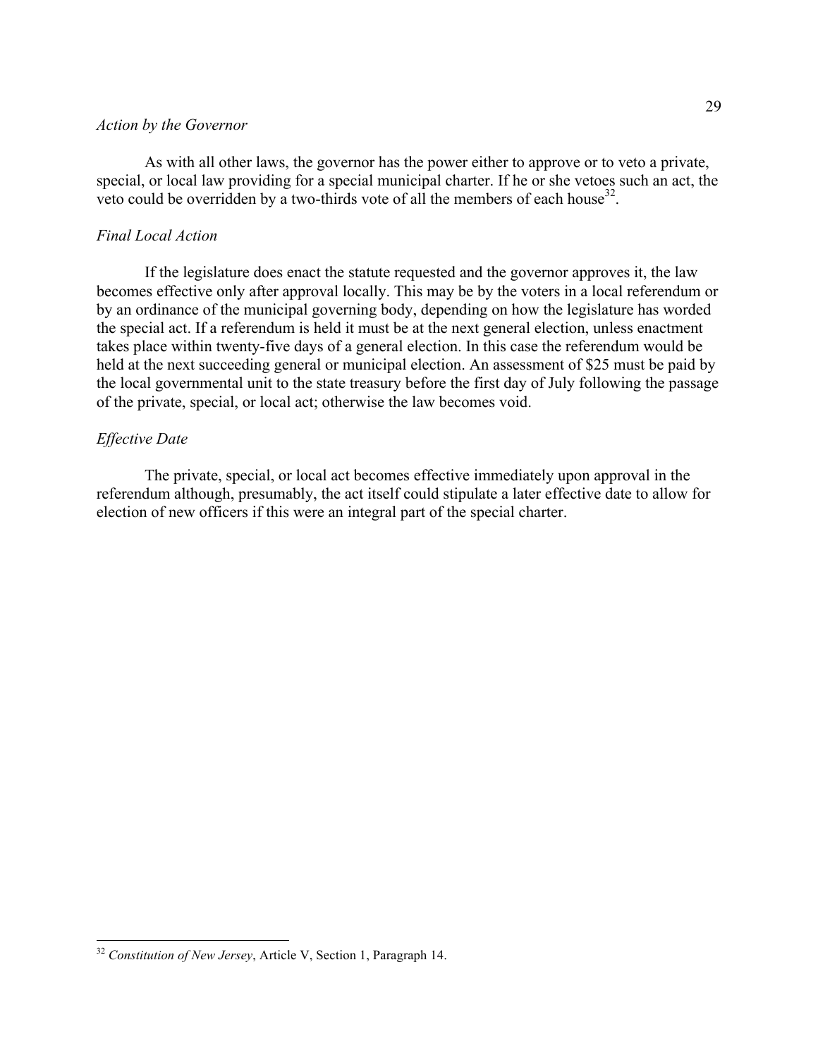*Action by the Governor*

As with all other laws, the governor has the power either to approve or to veto a private, special, or local law providing for a special municipal charter. If he or she vetoes such an act, the veto could be overridden by a two-thirds vote of all the members of each house[32].

*Final Local Action*

If the legislature does enact the statute requested and the governor approves it, the law becomes effective only after approval locally. This may be by the voters in a local referendum or by an ordinance of the municipal governing body, depending on how the legislature has worded the special act. If a referendum is held it must be at the next general election, unless enactment takes place within twenty-five days of a general election. In this case the referendum would be held at the next succeeding general or municipal election. An assessment of $25 must be paid by the local governmental unit to the state treasury before the first day of July following the passage of the private, special, or local act; otherwise the law becomes void.

*Effective Date*

The private, special, or local act becomes effective immediately upon approval in the referendum although, presumably, the act itself could stipulate a later effective date to allow for election of new officers if this were an integral part of the special charter.

---

[32] *Constitution of New Jersey*, Article V, Section 1, Paragraph 14.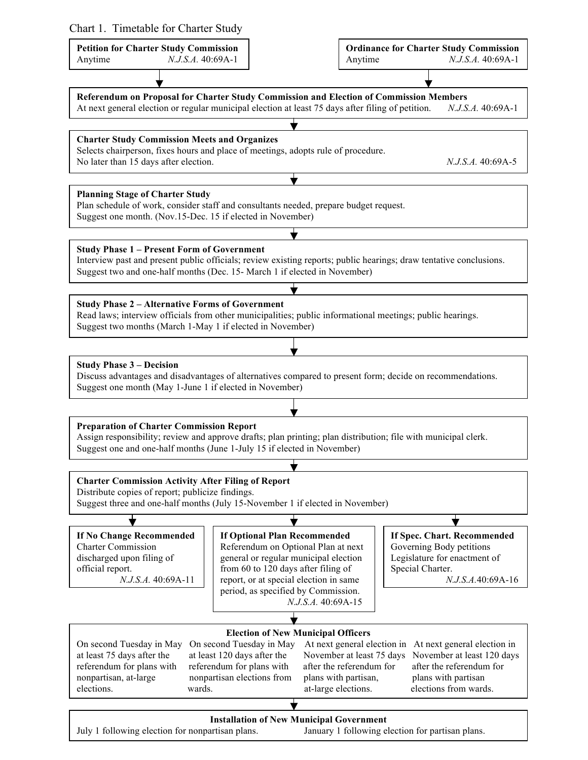Chart 1. Timetable for Charter Study

**Petition for Charter Study Commission**
Anytime — *N.J.S.A.* 40:69A-1

**Ordinance for Charter Study Commission**
Anytime — *N.J.S.A.* 40:69A-1

↓

**Referendum on Proposal for Charter Study Commission and Election of Commission Members**
At next general election or regular municipal election at least 75 days after filing of petition. *N.J.S.A.* 40:69A-1

↓

**Charter Study Commission Meets and Organizes**
Selects chairperson, fixes hours and place of meetings, adopts rule of procedure.
No later than 15 days after election. *N.J.S.A.* 40:69A-5

↓

**Planning Stage of Charter Study**
Plan schedule of work, consider staff and consultants needed, prepare budget request.
Suggest one month. (Nov.15-Dec. 15 if elected in November)

↓

**Study Phase 1 – Present Form of Government**
Interview past and present public officials; review existing reports; public hearings; draw tentative conclusions.
Suggest two and one-half months (Dec. 15- March 1 if elected in November)

↓

**Study Phase 2 – Alternative Forms of Government**
Read laws; interview officials from other municipalities; public informational meetings; public hearings.
Suggest two months (March 1-May 1 if elected in November)

↓

**Study Phase 3 – Decision**
Discuss advantages and disadvantages of alternatives compared to present form; decide on recommendations.
Suggest one month (May 1-June 1 if elected in November)

↓

**Preparation of Charter Commission Report**
Assign responsibility; review and approve drafts; plan printing; plan distribution; file with municipal clerk.
Suggest one and one-half months (June 1-July 15 if elected in November)

↓

**Charter Commission Activity After Filing of Report**
Distribute copies of report; publicize findings.
Suggest three and one-half months (July 15-November 1 if elected in November)

↓

**If No Change Recommended**
Charter Commission discharged upon filing of official report.
*N.J.S.A.* 40:69A-11

**If Optional Plan Recommended**
Referendum on Optional Plan at next general or regular municipal election from 60 to 120 days after filing of report, or at special election in same period, as specified by Commission.
*N.J.S.A.* 40:69A-15

**If Spec. Chart. Recommended**
Governing Body petitions Legislature for enactment of Special Charter.
*N.J.S.A.*40:69A-16

↓

**Election of New Municipal Officers**

- On second Tuesday in May at least 75 days after the referendum for plans with nonpartisan, at-large elections.
- On second Tuesday in May at least 120 days after the referendum for plans with nonpartisan elections from wards.
- At next general election in November at least 75 days after the referendum for plans with partisan, at-large elections.
- At next general election in November at least 120 days after the referendum for plans with partisan elections from wards.

↓

**Installation of New Municipal Government**
July 1 following election for nonpartisan plans. January 1 following election for partisan plans.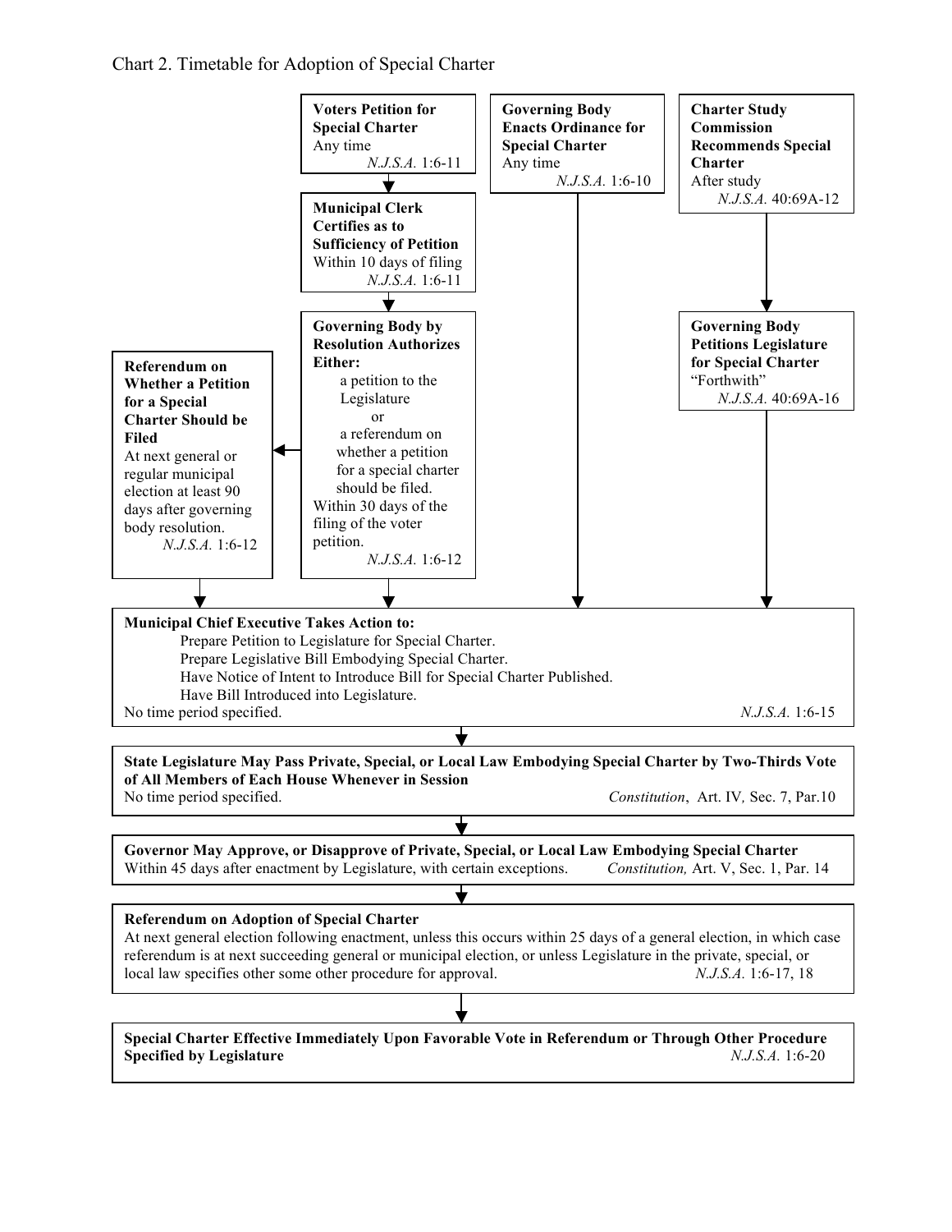Chart 2. Timetable for Adoption of Special Charter

**Voters Petition for Special Charter**
Any time
*N.J.S.A.* 1:6-11

**Municipal Clerk Certifies as to Sufficiency of Petition**
Within 10 days of filing
*N.J.S.A.* 1:6-11

**Governing Body by Resolution Authorizes Either:**
a petition to the Legislature
or
a referendum on whether a petition for a special charter should be filed.
Within 30 days of the filing of the voter petition.
*N.J.S.A.* 1:6-12

**Referendum on Whether a Petition for a Special Charter Should be Filed**
At next general or regular municipal election at least 90 days after governing body resolution.
*N.J.S.A.* 1:6-12

**Governing Body Enacts Ordinance for Special Charter**
Any time
*N.J.S.A.* 1:6-10

**Charter Study Commission Recommends Special Charter**
After study
*N.J.S.A.* 40:69A-12

**Governing Body Petitions Legislature for Special Charter**
"Forthwith"
*N.J.S.A.* 40:69A-16

**Municipal Chief Executive Takes Action to:**
Prepare Petition to Legislature for Special Charter.
Prepare Legislative Bill Embodying Special Charter.
Have Notice of Intent to Introduce Bill for Special Charter Published.
Have Bill Introduced into Legislature.
No time period specified. *N.J.S.A.* 1:6-15

**State Legislature May Pass Private, Special, or Local Law Embodying Special Charter by Two-Thirds Vote of All Members of Each House Whenever in Session**
No time period specified. *Constitution*, Art. IV*,* Sec. 7, Par.10

**Governor May Approve, or Disapprove of Private, Special, or Local Law Embodying Special Charter**
Within 45 days after enactment by Legislature, with certain exceptions. *Constitution,* Art. V, Sec. 1, Par. 14

**Referendum on Adoption of Special Charter**
At next general election following enactment, unless this occurs within 25 days of a general election, in which case referendum is at next succeeding general or municipal election, or unless Legislature in the private, special, or local law specifies other some other procedure for approval. *N.J.S.A.* 1:6-17, 18

**Special Charter Effective Immediately Upon Favorable Vote in Referendum or Through Other Procedure Specified by Legislature** *N.J.S.A.* 1:6-20